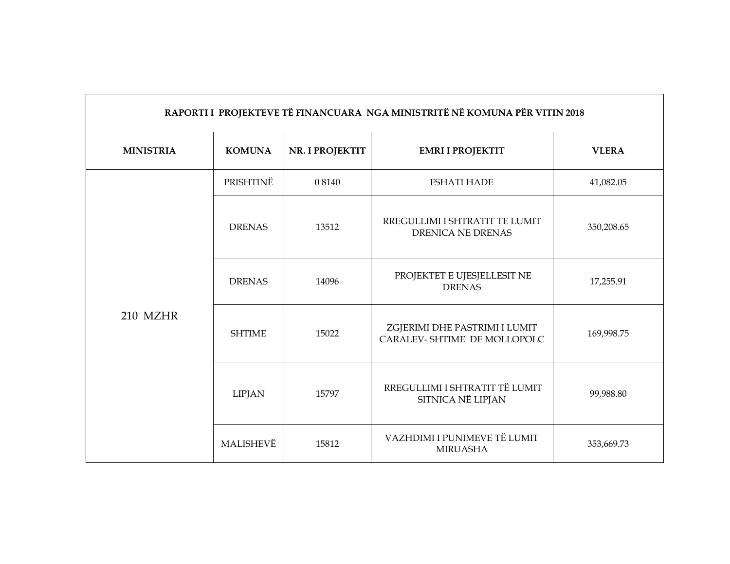| RAPORTI I PROJEKTEVE TË FINANCUARA NGA MINISTRITË NË KOMUNA PËR VITIN 2018 | | | | |
|---|---|---|---|---|
| **MINISTRIA** | **KOMUNA** | **NR. I PROJEKTIT** | **EMRI I PROJEKTIT** | **VLERA** |
| 210 MZHR | PRISHTINË | 0 8140 | FSHATI HADE | 41,082.05 |
| | DRENAS | 13512 | RREGULLIMI I SHTRATIT TE LUMIT DRENICA NE DRENAS | 350,208.65 |
| | DRENAS | 14096 | PROJEKTET E UJESJELLESIT NE DRENAS | 17,255.91 |
| | SHTIME | 15022 | ZGJERIMI DHE PASTRIMI I LUMIT CARALEV- SHTIME DE MOLLOPOLC | 169,998.75 |
| | LIPJAN | 15797 | RREGULLIMI I SHTRATIT TË LUMIT SITNICA NË LIPJAN | 99,988.80 |
| | MALISHEVË | 15812 | VAZHDIMI I PUNIMEVE TË LUMIT MIRUASHA | 353,669.73 |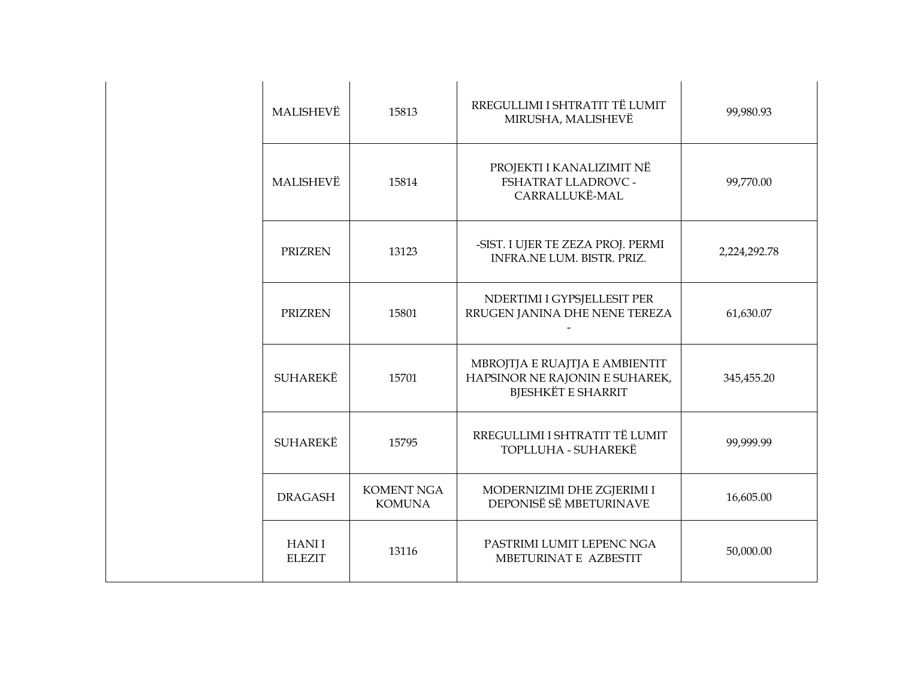| | | | | |
|---|---|---|---|---|
| | MALISHEVË | 15813 | RREGULLIMI I SHTRATIT TË LUMIT MIRUSHA, MALISHEVË | 99,980.93 |
| | MALISHEVË | 15814 | PROJEKTI I KANALIZIMIT NË FSHATRAT LLADROVC - CARRALLUKË-MAL | 99,770.00 |
| | PRIZREN | 13123 | -SIST. I UJER TE ZEZA PROJ. PERMI INFRA.NE LUM. BISTR. PRIZ. | 2,224,292.78 |
| | PRIZREN | 15801 | NDERTIMI I GYPSJELLESIT PER RRUGEN JANINA DHE NENE TEREZA - | 61,630.07 |
| | SUHAREKË | 15701 | MBROJTJA E RUAJTJA E AMBIENTIT HAPSINOR NE RAJONIN E SUHAREK, BJESHKËT E SHARRIT | 345,455.20 |
| | SUHAREKË | 15795 | RREGULLIMI I SHTRATIT TË LUMIT TOPLLUHA - SUHAREKË | 99,999.99 |
| | DRAGASH | KOMENT NGA KOMUNA | MODERNIZIMI DHE ZGJERIMI I DEPONISË SË MBETURINAVE | 16,605.00 |
| | HANI I ELEZIT | 13116 | PASTRIMI LUMIT LEPENC NGA MBETURINAT E AZBESTIT | 50,000.00 |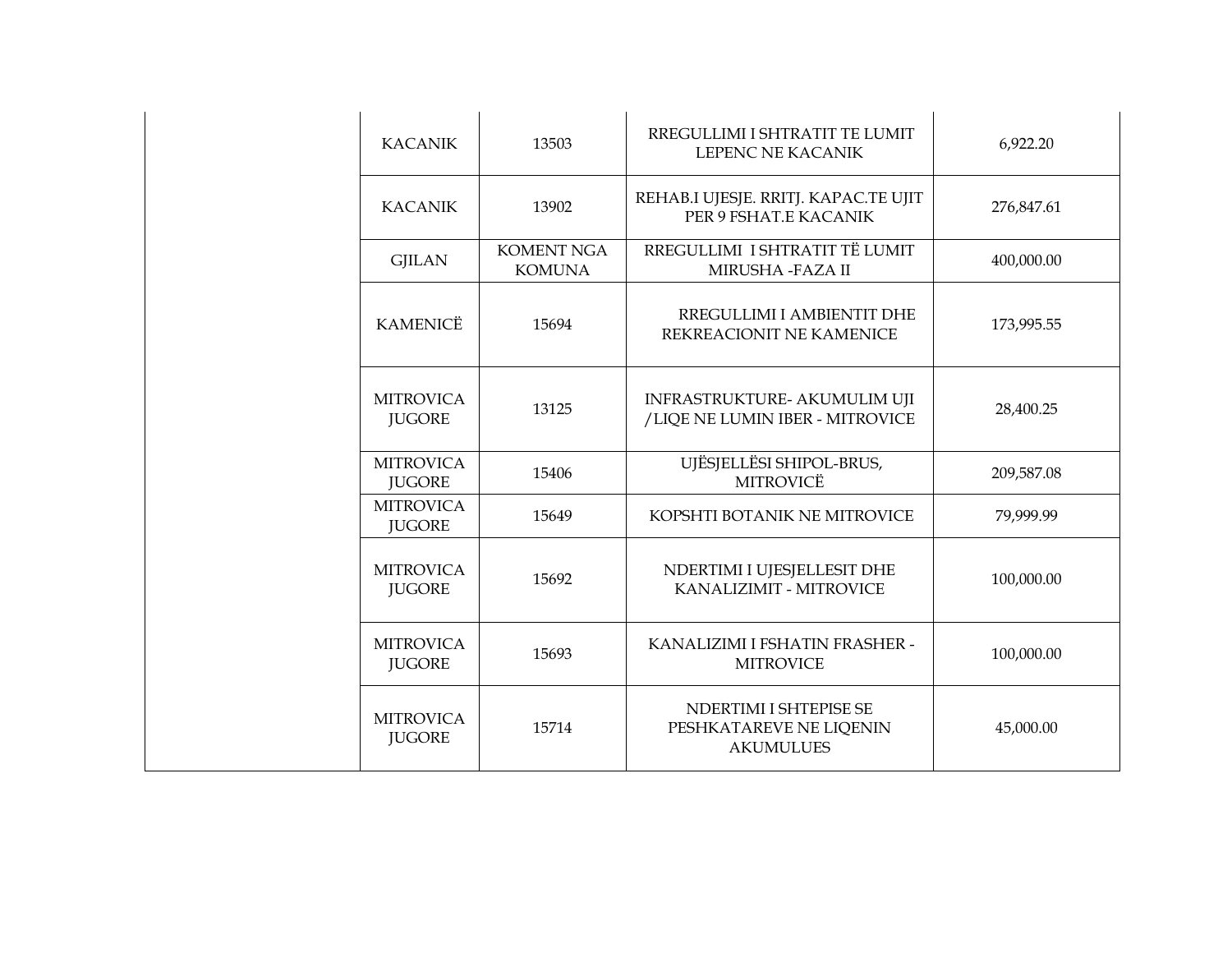| | | | | |
|---|---|---|---|---|
| | KACANIK | 13503 | RREGULLIMI I SHTRATIT TE LUMIT LEPENC NE KACANIK | 6,922.20 |
| | KACANIK | 13902 | REHAB.I UJESJE. RRITJ. KAPAC.TE UJIT PER 9 FSHAT.E KACANIK | 276,847.61 |
| | GJILAN | KOMENT NGA KOMUNA | RREGULLIMI I SHTRATIT TË LUMIT MIRUSHA -FAZA II | 400,000.00 |
| | KAMENICË | 15694 | RREGULLIMI I AMBIENTIT DHE REKREACIONIT NE KAMENICE | 173,995.55 |
| | MITROVICA JUGORE | 13125 | INFRASTRUKTURE- AKUMULIM UJI /LIQE NE LUMIN IBER - MITROVICE | 28,400.25 |
| | MITROVICA JUGORE | 15406 | UJËSJELLËSI SHIPOL-BRUS, MITROVICË | 209,587.08 |
| | MITROVICA JUGORE | 15649 | KOPSHTI BOTANIK NE MITROVICE | 79,999.99 |
| | MITROVICA JUGORE | 15692 | NDERTIMI I UJESJELLESIT DHE KANALIZIMIT - MITROVICE | 100,000.00 |
| | MITROVICA JUGORE | 15693 | KANALIZIMI I FSHATIN FRASHER - MITROVICE | 100,000.00 |
| | MITROVICA JUGORE | 15714 | NDERTIMI I SHTEPISE SE PESHKATAREVE NE LIQENIN AKUMULUES | 45,000.00 |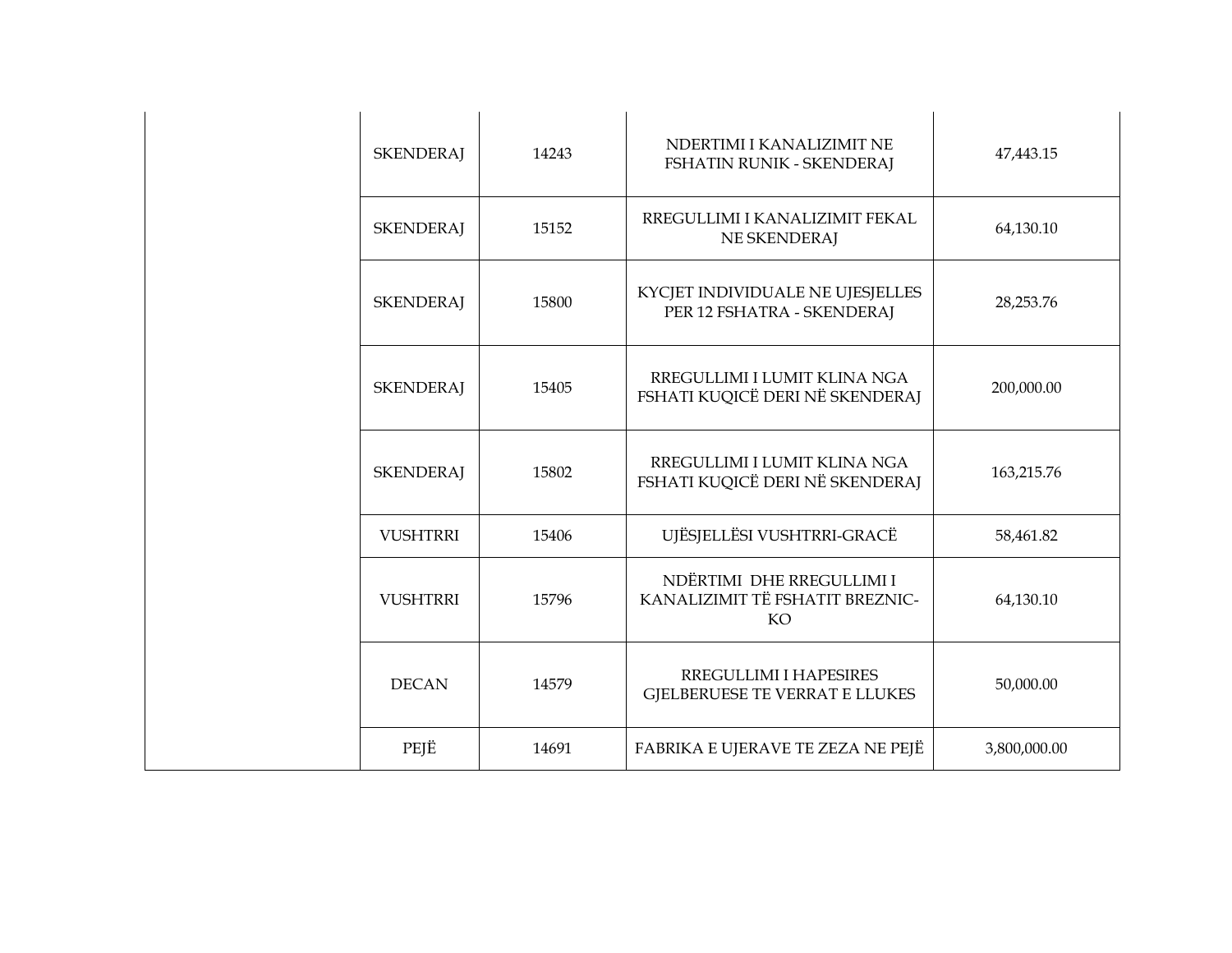| | | | | |
|---|---|---|---|---|
| | SKENDERAJ | 14243 | NDERTIMI I KANALIZIMIT NE FSHATIN RUNIK - SKENDERAJ | 47,443.15 |
| | SKENDERAJ | 15152 | RREGULLIMI I KANALIZIMIT FEKAL NE SKENDERAJ | 64,130.10 |
| | SKENDERAJ | 15800 | KYCJET INDIVIDUALE NE UJESJELLES PER 12 FSHATRA - SKENDERAJ | 28,253.76 |
| | SKENDERAJ | 15405 | RREGULLIMI I LUMIT KLINA NGA FSHATI KUQICË DERI NË SKENDERAJ | 200,000.00 |
| | SKENDERAJ | 15802 | RREGULLIMI I LUMIT KLINA NGA FSHATI KUQICË DERI NË SKENDERAJ | 163,215.76 |
| | VUSHTRRI | 15406 | UJËSJELLËSI VUSHTRRI-GRACË | 58,461.82 |
| | VUSHTRRI | 15796 | NDËRTIMI DHE RREGULLIMI I KANALIZIMIT TË FSHATIT BREZNIC-KO | 64,130.10 |
| | DECAN | 14579 | RREGULLIMI I HAPESIRES GJELBERUESE TE VERRAT E LLUKES | 50,000.00 |
| | PEJË | 14691 | FABRIKA E UJERAVE TE ZEZA NE PEJË | 3,800,000.00 |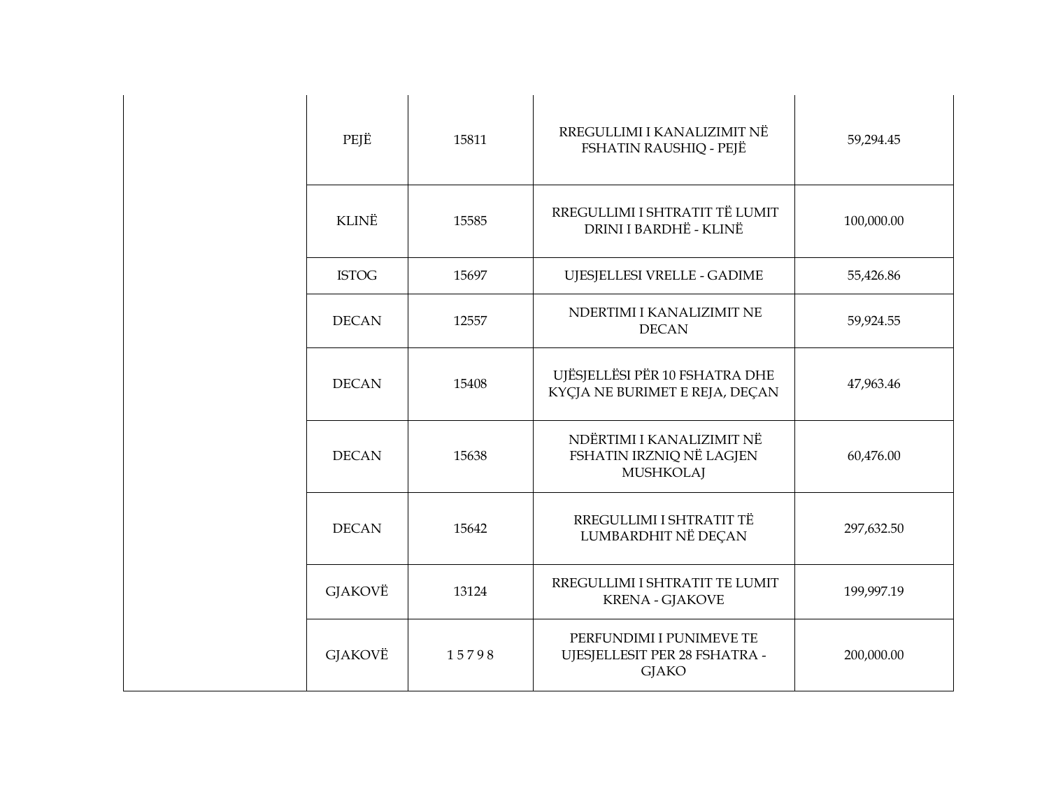| | | | | |
|---|---|---|---|---|
| | PEJË | 15811 | RREGULLIMI I KANALIZIMIT NË FSHATIN RAUSHIQ - PEJË | 59,294.45 |
| | KLINË | 15585 | RREGULLIMI I SHTRATIT TË LUMIT DRINI I BARDHË - KLINË | 100,000.00 |
| | ISTOG | 15697 | UJESJELLESI VRELLE - GADIME | 55,426.86 |
| | DECAN | 12557 | NDERTIMI I KANALIZIMIT NE DECAN | 59,924.55 |
| | DECAN | 15408 | UJËSJELLËSI PËR 10 FSHATRA DHE KYÇJA NE BURIMET E REJA, DEÇAN | 47,963.46 |
| | DECAN | 15638 | NDËRTIMI I KANALIZIMIT NË FSHATIN IRZNIQ NË LAGJEN MUSHKOLAJ | 60,476.00 |
| | DECAN | 15642 | RREGULLIMI I SHTRATIT TË LUMBARDHIT NË DEÇAN | 297,632.50 |
| | GJAKOVË | 13124 | RREGULLIMI I SHTRATIT TE LUMIT KRENA - GJAKOVE | 199,997.19 |
| | GJAKOVË | 1 5 7 9 8 | PERFUNDIMI I PUNIMEVE TE UJESJELLESIT PER 28 FSHATRA - GJAKO | 200,000.00 |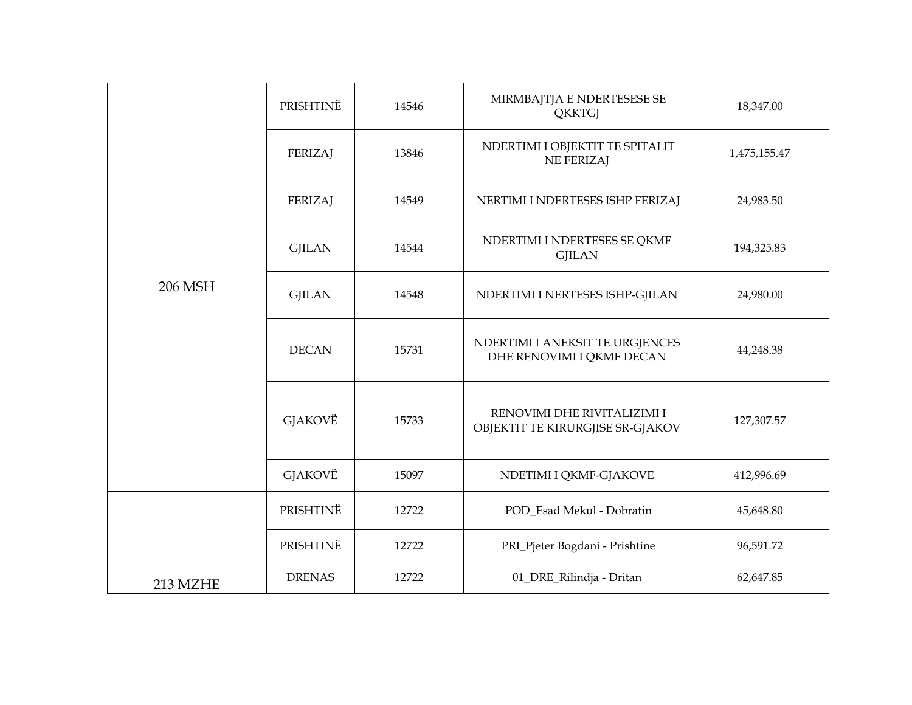| | | | | |
|---|---|---|---|---|
| 206 MSH | PRISHTINË | 14546 | MIRMBAJTJA E NDERTESESE SE QKKTGJ | 18,347.00 |
| | FERIZAJ | 13846 | NDERTIMI I OBJEKTIT TE SPITALIT NE FERIZAJ | 1,475,155.47 |
| | FERIZAJ | 14549 | NERTIMI I NDERTESES ISHP FERIZAJ | 24,983.50 |
| | GJILAN | 14544 | NDERTIMI I NDERTESES SE QKMF GJILAN | 194,325.83 |
| | GJILAN | 14548 | NDERTIMI I NERTESES ISHP-GJILAN | 24,980.00 |
| | DECAN | 15731 | NDERTIMI I ANEKSIT TE URGJENCES DHE RENOVIMI I QKMF DECAN | 44,248.38 |
| | GJAKOVË | 15733 | RENOVIMI DHE RIVITALIZIMI I OBJEKTIT TE KIRURGJISE SR-GJAKOV | 127,307.57 |
| | GJAKOVË | 15097 | NDETIMI I QKMF-GJAKOVE | 412,996.69 |
| 213 MZHE | PRISHTINË | 12722 | POD_Esad Mekul - Dobratin | 45,648.80 |
| | PRISHTINË | 12722 | PRI_Pjeter Bogdani - Prishtine | 96,591.72 |
| | DRENAS | 12722 | 01_DRE_Rilindja - Dritan | 62,647.85 |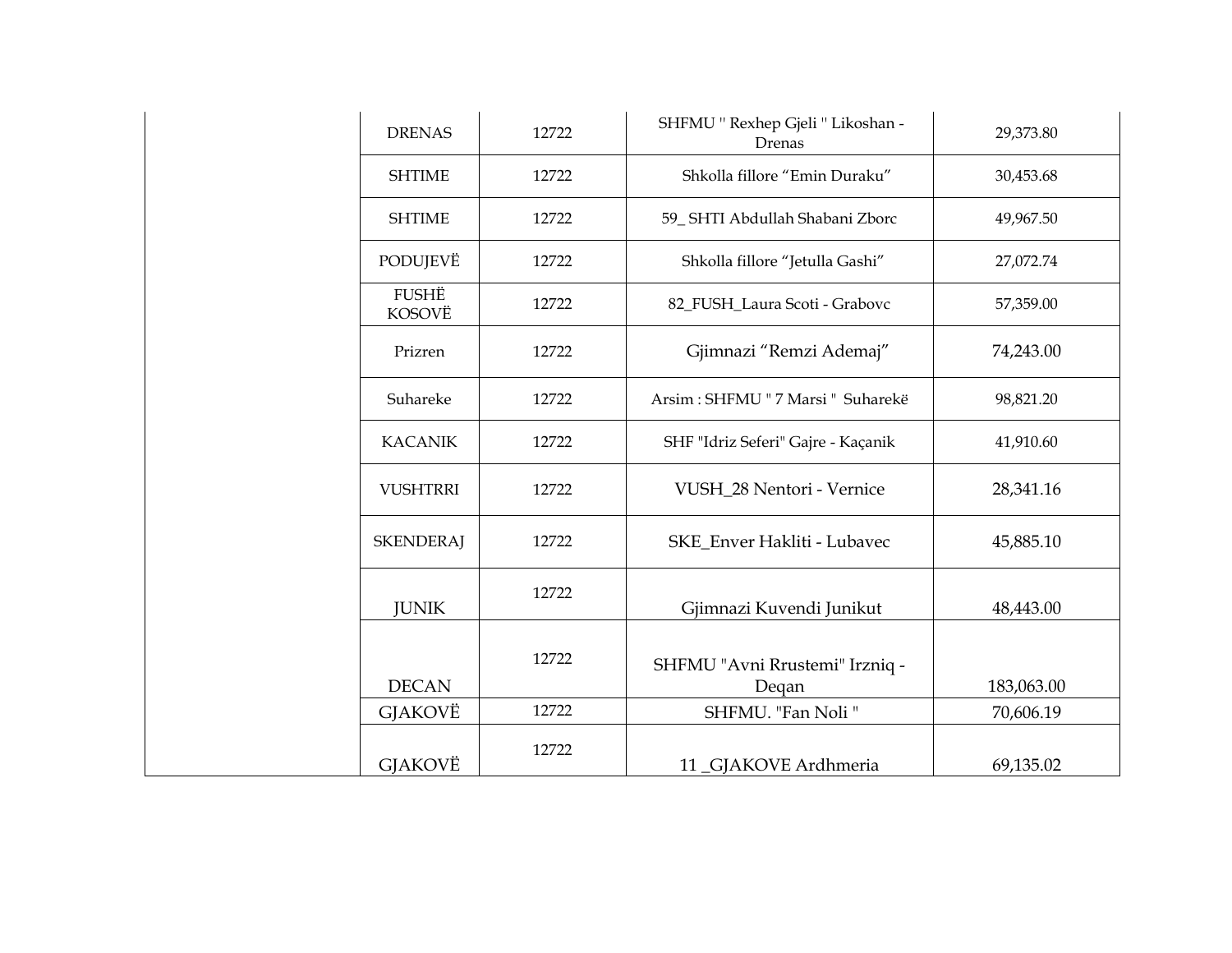| | | | | |
|---|---|---|---|---|
| | DRENAS | 12722 | SHFMU " Rexhep Gjeli " Likoshan - Drenas | 29,373.80 |
| | SHTIME | 12722 | Shkolla fillore “Emin Duraku” | 30,453.68 |
| | SHTIME | 12722 | 59_ SHTI Abdullah Shabani Zborc | 49,967.50 |
| | PODUJEVË | 12722 | Shkolla fillore “Jetulla Gashi” | 27,072.74 |
| | FUSHË KOSOVË | 12722 | 82_FUSH_Laura Scoti - Grabovc | 57,359.00 |
| | Prizren | 12722 | Gjimnazi “Remzi Ademaj” | 74,243.00 |
| | Suhareke | 12722 | Arsim : SHFMU " 7 Marsi " Suharekë | 98,821.20 |
| | KACANIK | 12722 | SHF "Idriz Seferi" Gajre - Kaçanik | 41,910.60 |
| | VUSHTRRI | 12722 | VUSH_28 Nentori - Vernice | 28,341.16 |
| | SKENDERAJ | 12722 | SKE_Enver Hakliti - Lubavec | 45,885.10 |
| | JUNIK | 12722 | Gjimnazi Kuvendi Junikut | 48,443.00 |
| | DECAN | 12722 | SHFMU "Avni Rrustemi" Irzniq - Deqan | 183,063.00 |
| | GJAKOVË | 12722 | SHFMU. "Fan Noli " | 70,606.19 |
| | GJAKOVË | 12722 | 11 _GJAKOVE Ardhmeria | 69,135.02 |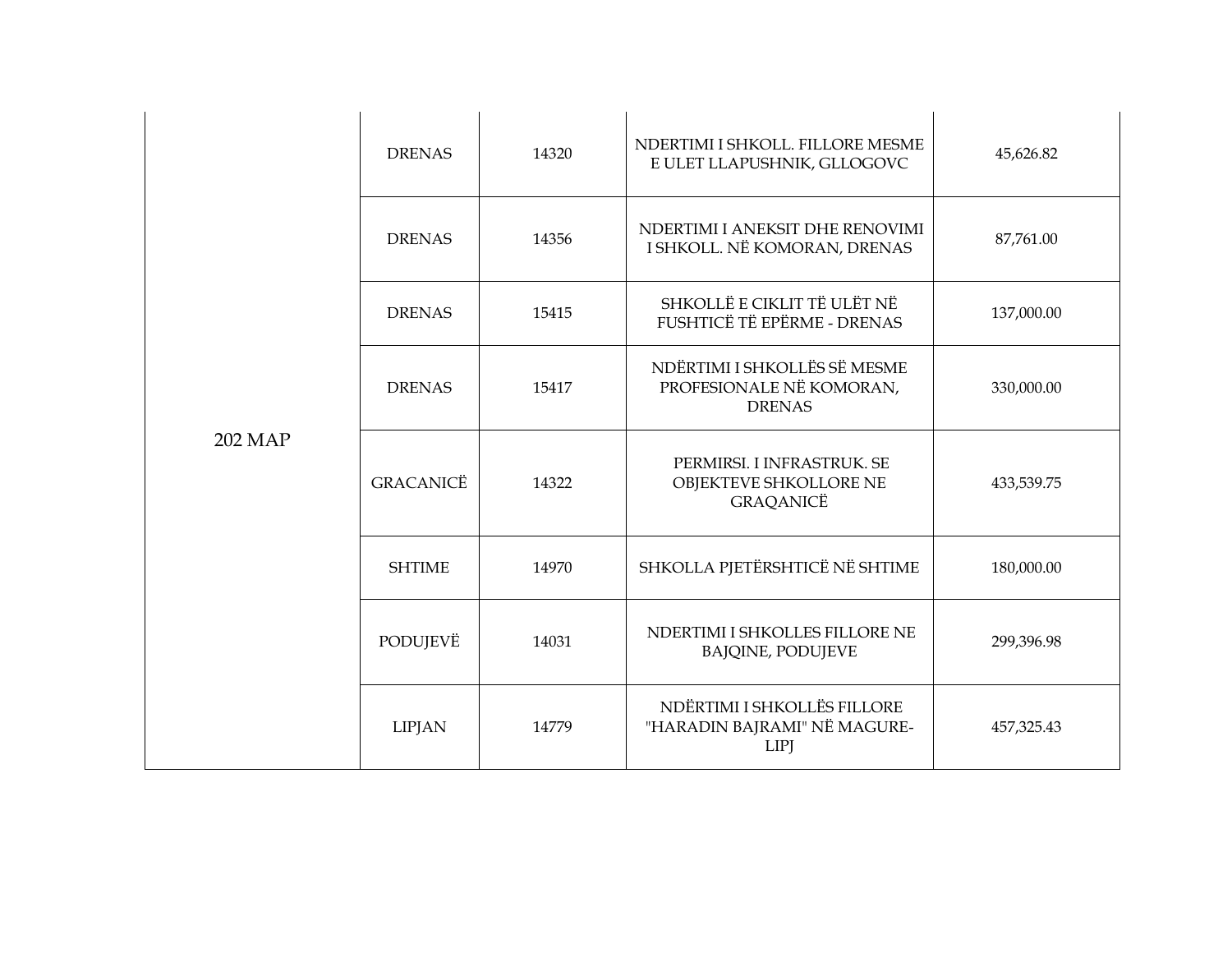| | | | | |
|---|---|---|---|---|
| 202 MAP | DRENAS | 14320 | NDERTIMI I SHKOLL. FILLORE MESME E ULET LLAPUSHNIK, GLLOGOVC | 45,626.82 |
| | DRENAS | 14356 | NDERTIMI I ANEKSIT DHE RENOVIMI I SHKOLL. NË KOMORAN, DRENAS | 87,761.00 |
| | DRENAS | 15415 | SHKOLLË E CIKLIT TË ULËT NË FUSHTICË TË EPËRME - DRENAS | 137,000.00 |
| | DRENAS | 15417 | NDËRTIMI I SHKOLLËS SË MESME PROFESIONALE NË KOMORAN, DRENAS | 330,000.00 |
| | GRACANICË | 14322 | PERMIRSI. I INFRASTRUK. SE OBJEKTEVE SHKOLLORE NE GRAQANICË | 433,539.75 |
| | SHTIME | 14970 | SHKOLLA PJETËRSHTICË NË SHTIME | 180,000.00 |
| | PODUJEVË | 14031 | NDERTIMI I SHKOLLES FILLORE NE BAJQINE, PODUJEVE | 299,396.98 |
| | LIPJAN | 14779 | NDËRTIMI I SHKOLLËS FILLORE "HARADIN BAJRAMI" NË MAGURE-LIPJ | 457,325.43 |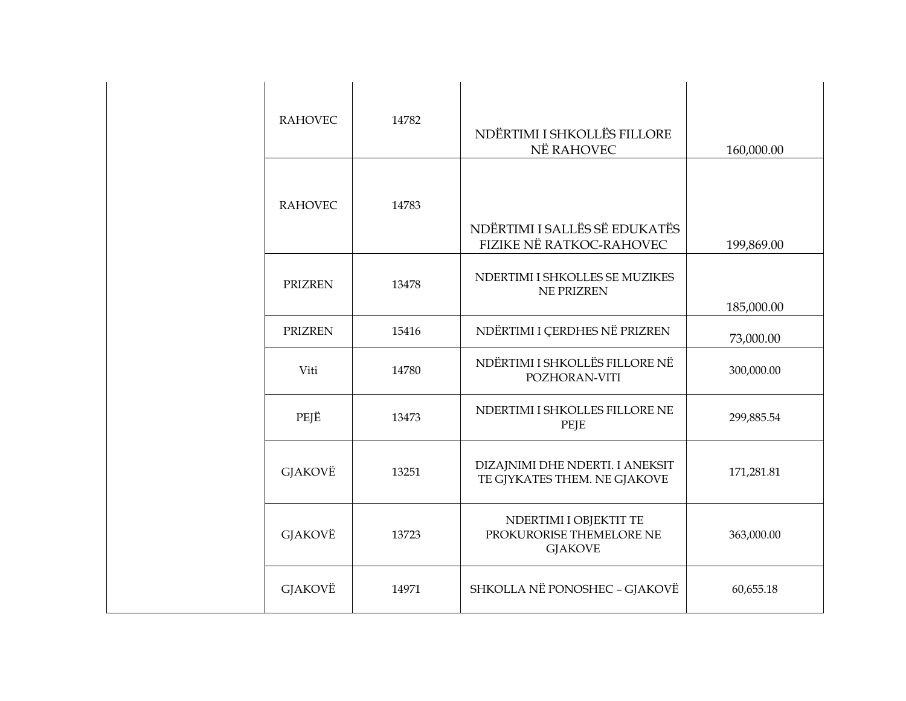| | | | | |
|---|---|---|---|---|
| | RAHOVEC | 14782 | NDËRTIMI I SHKOLLËS FILLORE NË RAHOVEC | 160,000.00 |
| | RAHOVEC | 14783 | NDËRTIMI I SALLËS SË EDUKATËS FIZIKE NË RATKOC-RAHOVEC | 199,869.00 |
| | PRIZREN | 13478 | NDERTIMI I SHKOLLES SE MUZIKES NE PRIZREN | 185,000.00 |
| | PRIZREN | 15416 | NDËRTIMI I ÇERDHES NË PRIZREN | 73,000.00 |
| | Viti | 14780 | NDËRTIMI I SHKOLLËS FILLORE NË POZHORAN-VITI | 300,000.00 |
| | PEJË | 13473 | NDERTIMI I SHKOLLES FILLORE NE PEJE | 299,885.54 |
| | GJAKOVË | 13251 | DIZAJNIMI DHE NDERTI. I ANEKSIT TE GJYKATES THEM. NE GJAKOVE | 171,281.81 |
| | GJAKOVË | 13723 | NDERTIMI I OBJEKTIT TE PROKURORISE THEMELORE NE GJAKOVE | 363,000.00 |
| | GJAKOVË | 14971 | SHKOLLA NË PONOSHEC – GJAKOVË | 60,655.18 |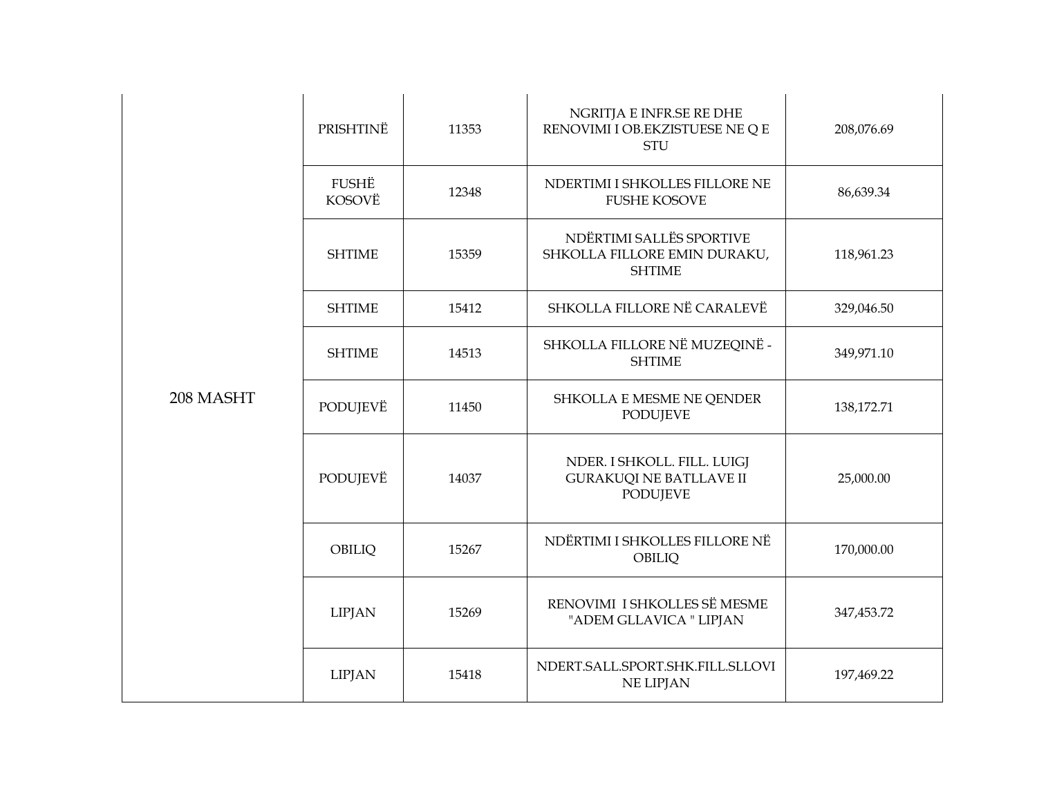| | | | | |
|---|---|---|---|---|
| 208 MASHT | PRISHTINË | 11353 | NGRITJA E INFR.SE RE DHE RENOVIMI I OB.EKZISTUESE NE Q E STU | 208,076.69 |
| | FUSHË KOSOVË | 12348 | NDERTIMI I SHKOLLES FILLORE NE FUSHE KOSOVE | 86,639.34 |
| | SHTIME | 15359 | NDËRTIMI SALLËS SPORTIVE SHKOLLA FILLORE EMIN DURAKU, SHTIME | 118,961.23 |
| | SHTIME | 15412 | SHKOLLA FILLORE NË CARALEVË | 329,046.50 |
| | SHTIME | 14513 | SHKOLLA FILLORE NË MUZEQINË - SHTIME | 349,971.10 |
| | PODUJEVË | 11450 | SHKOLLA E MESME NE QENDER PODUJEVE | 138,172.71 |
| | PODUJEVË | 14037 | NDER. I SHKOLL. FILL. LUIGJ GURAKUQI NE BATLLAVE II PODUJEVE | 25,000.00 |
| | OBILIQ | 15267 | NDËRTIMI I SHKOLLES FILLORE NË OBILIQ | 170,000.00 |
| | LIPJAN | 15269 | RENOVIMI I SHKOLLES SË MESME "ADEM GLLAVICA " LIPJAN | 347,453.72 |
| | LIPJAN | 15418 | NDERT.SALL.SPORT.SHK.FILL.SLLOVI NE LIPJAN | 197,469.22 |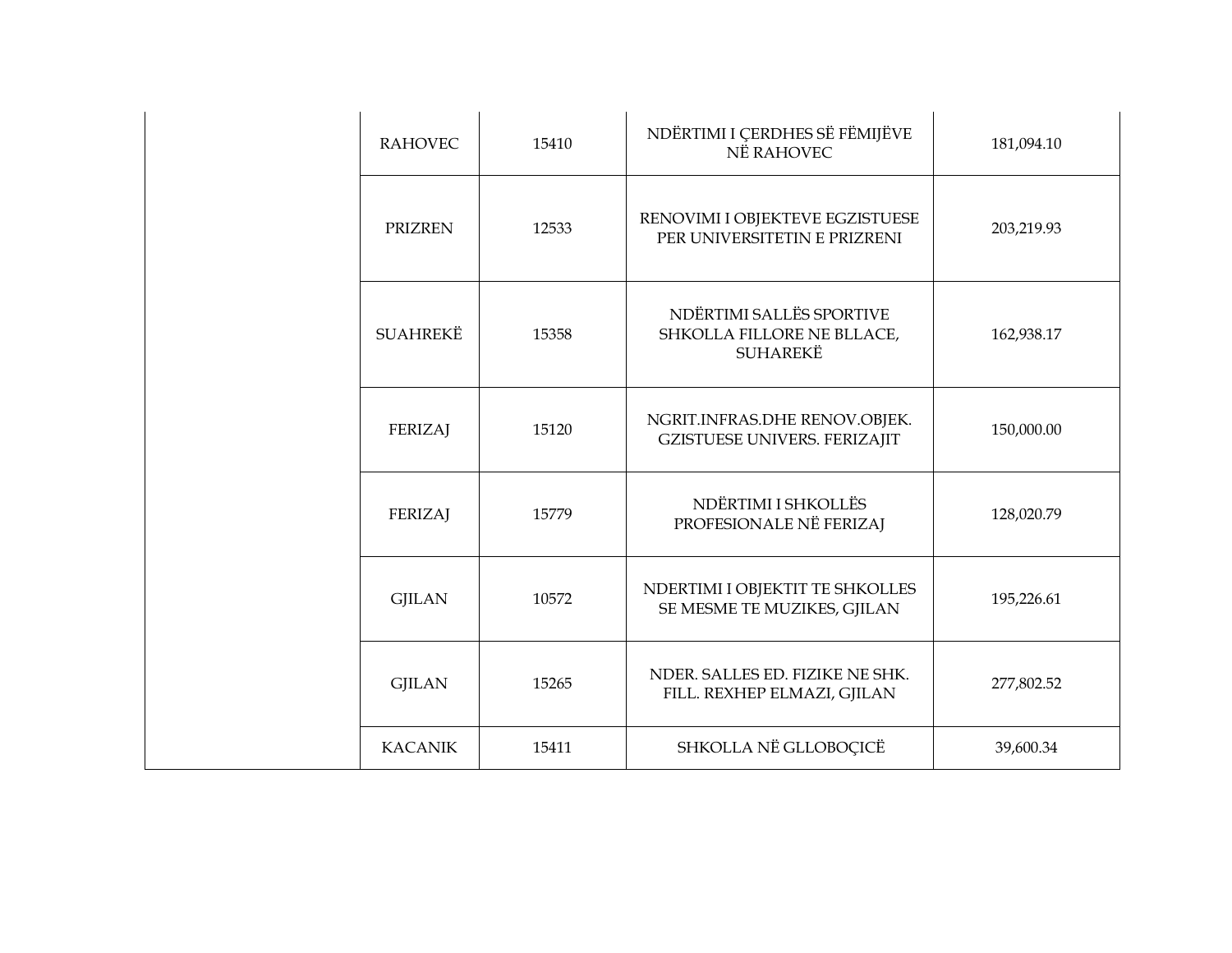| | | | | |
|---|---|---|---|---|
| | RAHOVEC | 15410 | NDËRTIMI I ÇERDHES SË FËMIJËVE NË RAHOVEC | 181,094.10 |
| | PRIZREN | 12533 | RENOVIMI I OBJEKTEVE EGZISTUESE PER UNIVERSITETIN E PRIZRENI | 203,219.93 |
| | SUAHREKË | 15358 | NDËRTIMI SALLËS SPORTIVE SHKOLLA FILLORE NE BLLACE, SUHAREKË | 162,938.17 |
| | FERIZAJ | 15120 | NGRIT.INFRAS.DHE RENOV.OBJEK. GZISTUESE UNIVERS. FERIZAJIT | 150,000.00 |
| | FERIZAJ | 15779 | NDËRTIMI I SHKOLLËS PROFESIONALE NË FERIZAJ | 128,020.79 |
| | GJILAN | 10572 | NDERTIMI I OBJEKTIT TE SHKOLLES SE MESME TE MUZIKES, GJILAN | 195,226.61 |
| | GJILAN | 15265 | NDER. SALLES ED. FIZIKE NE SHK. FILL. REXHEP ELMAZI, GJILAN | 277,802.52 |
| | KACANIK | 15411 | SHKOLLA NË GLLOBOÇICË | 39,600.34 |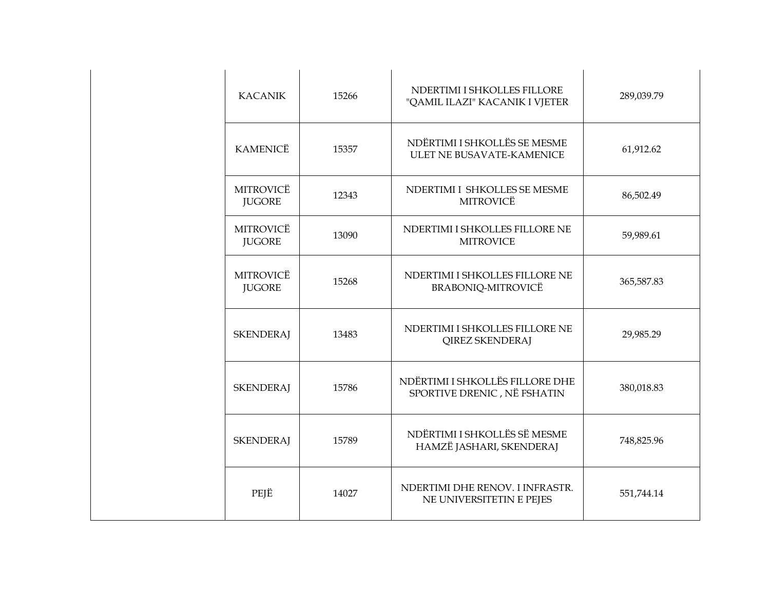| | | | | |
|---|---|---|---|---|
| | KACANIK | 15266 | NDERTIMI I SHKOLLES FILLORE "QAMIL ILAZI" KACANIK I VJETER | 289,039.79 |
| | KAMENICË | 15357 | NDËRTIMI I SHKOLLËS SE MESME ULET NE BUSAVATE-KAMENICE | 61,912.62 |
| | MITROVICË JUGORE | 12343 | NDERTIMI I SHKOLLES SE MESME MITROVICË | 86,502.49 |
| | MITROVICË JUGORE | 13090 | NDERTIMI I SHKOLLES FILLORE NE MITROVICE | 59,989.61 |
| | MITROVICË JUGORE | 15268 | NDERTIMI I SHKOLLES FILLORE NE BRABONIQ-MITROVICË | 365,587.83 |
| | SKENDERAJ | 13483 | NDERTIMI I SHKOLLES FILLORE NE QIREZ SKENDERAJ | 29,985.29 |
| | SKENDERAJ | 15786 | NDËRTIMI I SHKOLLËS FILLORE DHE SPORTIVE DRENIC , NË FSHATIN | 380,018.83 |
| | SKENDERAJ | 15789 | NDËRTIMI I SHKOLLËS SË MESME HAMZË JASHARI, SKENDERAJ | 748,825.96 |
| | PEJË | 14027 | NDERTIMI DHE RENOV. I INFRASTR. NE UNIVERSITETIN E PEJES | 551,744.14 |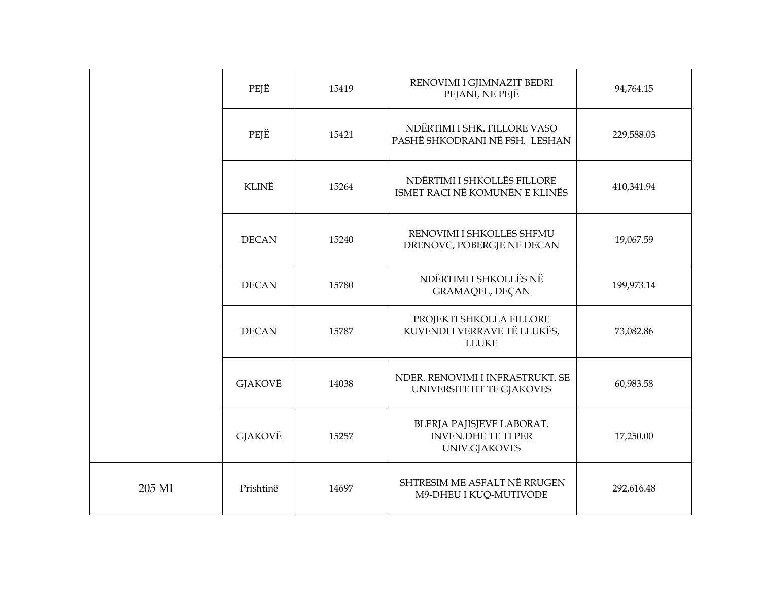| | | | | |
|---|---|---|---|---|
| | PEJË | 15419 | RENOVIMI I GJIMNAZIT BEDRI PEJANI, NE PEJË | 94,764.15 |
| | PEJË | 15421 | NDËRTIMI I SHK. FILLORE VASO PASHË SHKODRANI NË FSH. LESHAN | 229,588.03 |
| | KLINË | 15264 | NDËRTIMI I SHKOLLËS FILLORE ISMET RACI NË KOMUNËN E KLINËS | 410,341.94 |
| | DECAN | 15240 | RENOVIMI I SHKOLLES SHFMU DRENOVC, POBERGJE NE DECAN | 19,067.59 |
| | DECAN | 15780 | NDËRTIMI I SHKOLLËS NË GRAMAQEL, DEÇAN | 199,973.14 |
| | DECAN | 15787 | PROJEKTI SHKOLLA FILLORE KUVENDI I VERRAVE TË LLUKËS, LLUKE | 73,082.86 |
| | GJAKOVË | 14038 | NDER. RENOVIMI I INFRASTRUKT. SE UNIVERSITETIT TE GJAKOVES | 60,983.58 |
| | GJAKOVË | 15257 | BLERJA PAJISJEVE LABORAT. INVEN.DHE TE TI PER UNIV.GJAKOVES | 17,250.00 |
| 205 MI | Prishtinë | 14697 | SHTRESIM ME ASFALT NË RRUGEN M9-DHEU I KUQ-MUTIVODE | 292,616.48 |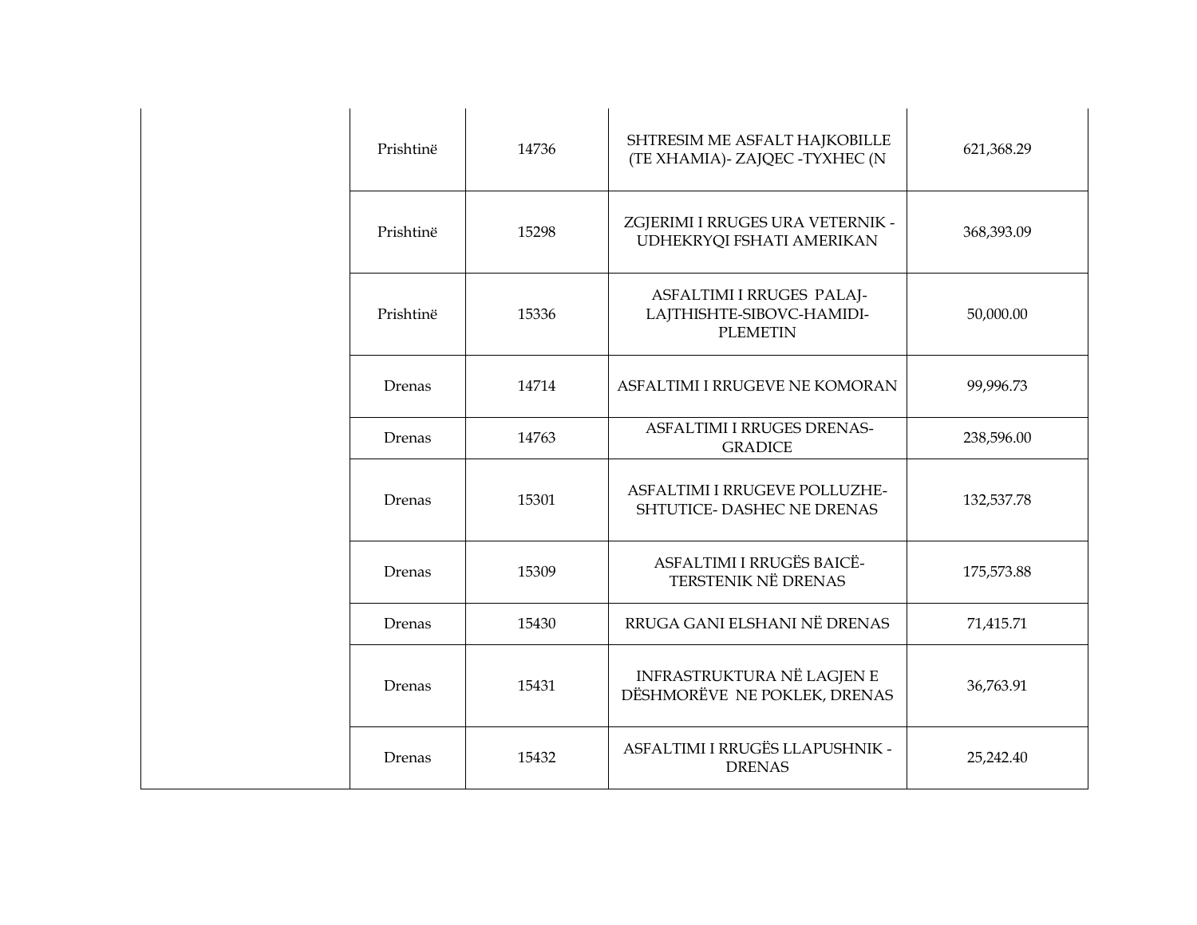| | | | | |
|---|---|---|---|---|
| | Prishtinë | 14736 | SHTRESIM ME ASFALT HAJKOBILLE (TE XHAMIA)- ZAJQEC -TYXHEC (N | 621,368.29 |
| | Prishtinë | 15298 | ZGJERIMI I RRUGES URA VETERNIK - UDHEKRYQI FSHATI AMERIKAN | 368,393.09 |
| | Prishtinë | 15336 | ASFALTIMI I RRUGES PALAJ-LAJTHISHTE-SIBOVC-HAMIDI-PLEMETIN | 50,000.00 |
| | Drenas | 14714 | ASFALTIMI I RRUGEVE NE KOMORAN | 99,996.73 |
| | Drenas | 14763 | ASFALTIMI I RRUGES DRENAS-GRADICE | 238,596.00 |
| | Drenas | 15301 | ASFALTIMI I RRUGEVE POLLUZHE-SHTUTICE- DASHEC NE DRENAS | 132,537.78 |
| | Drenas | 15309 | ASFALTIMI I RRUGËS BAICË-TERSTENIK NË DRENAS | 175,573.88 |
| | Drenas | 15430 | RRUGA GANI ELSHANI NË DRENAS | 71,415.71 |
| | Drenas | 15431 | INFRASTRUKTURA NË LAGJEN E DËSHMORËVE NE POKLEK, DRENAS | 36,763.91 |
| | Drenas | 15432 | ASFALTIMI I RRUGËS LLAPUSHNIK - DRENAS | 25,242.40 |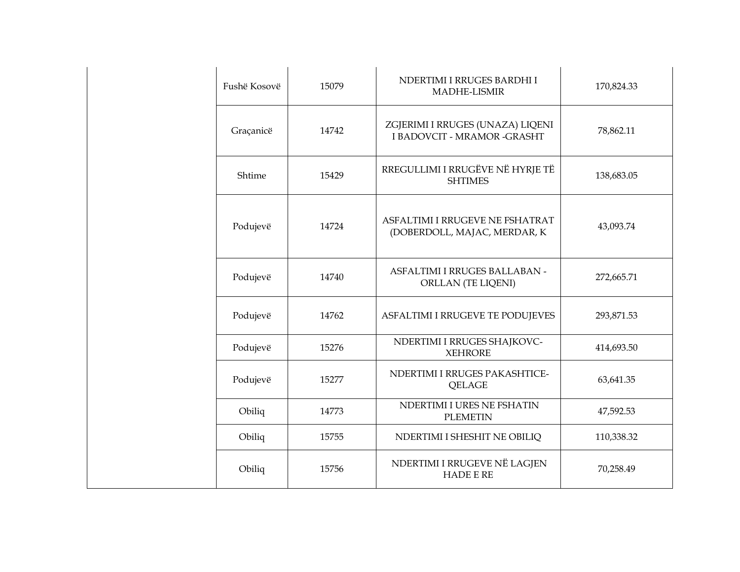| | | | | |
|---|---|---|---|---|
| | Fushë Kosovë | 15079 | NDERTIMI I RRUGES BARDHI I MADHE-LISMIR | 170,824.33 |
| | Graçanicë | 14742 | ZGJERIMI I RRUGES (UNAZA) LIQENI I BADOVCIT - MRAMOR -GRASHT | 78,862.11 |
| | Shtime | 15429 | RREGULLIMI I RRUGËVE NË HYRJE TË SHTIMES | 138,683.05 |
| | Podujevë | 14724 | ASFALTIMI I RRUGEVE NE FSHATRAT (DOBERDOLL, MAJAC, MERDAR, K | 43,093.74 |
| | Podujevë | 14740 | ASFALTIMI I RRUGES BALLABAN - ORLLAN (TE LIQENI) | 272,665.71 |
| | Podujevë | 14762 | ASFALTIMI I RRUGEVE TE PODUJEVES | 293,871.53 |
| | Podujevë | 15276 | NDERTIMI I RRUGES SHAJKOVC-XEHRORE | 414,693.50 |
| | Podujevë | 15277 | NDERTIMI I RRUGES PAKASHTICE-QELAGE | 63,641.35 |
| | Obiliq | 14773 | NDERTIMI I URES NE FSHATIN PLEMETIN | 47,592.53 |
| | Obiliq | 15755 | NDERTIMI I SHESHIT NE OBILIQ | 110,338.32 |
| | Obiliq | 15756 | NDERTIMI I RRUGEVE NË LAGJEN HADE E RE | 70,258.49 |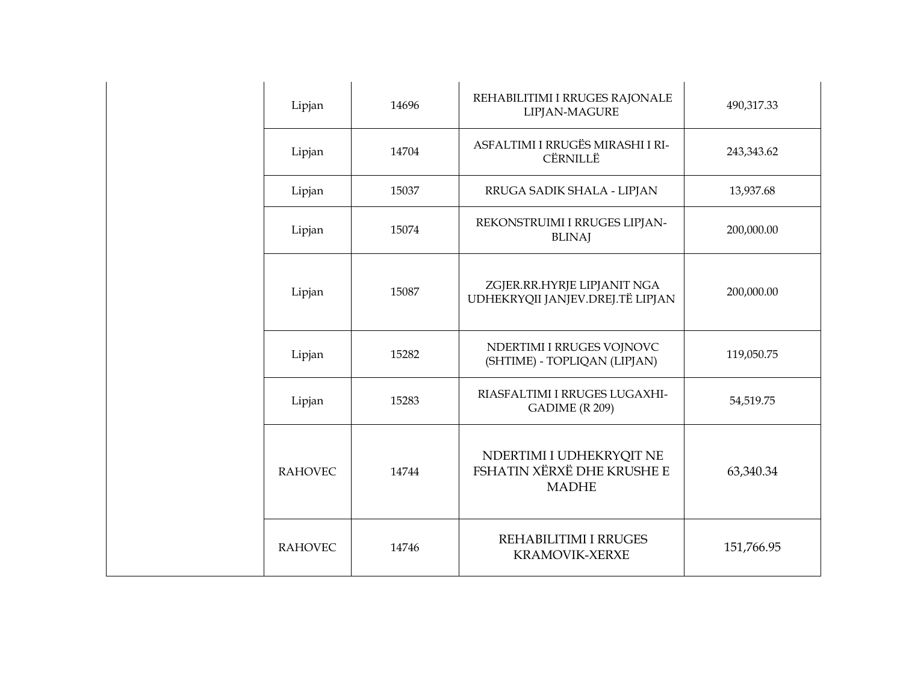| | | | | |
|---|---|---|---|---|
| | Lipjan | 14696 | REHABILITIMI I RRUGES RAJONALE LIPJAN-MAGURE | 490,317.33 |
| | Lipjan | 14704 | ASFALTIMI I RRUGËS MIRASHI I RI-CËRNILLË | 243,343.62 |
| | Lipjan | 15037 | RRUGA SADIK SHALA - LIPJAN | 13,937.68 |
| | Lipjan | 15074 | REKONSTRUIMI I RRUGES LIPJAN-BLINAJ | 200,000.00 |
| | Lipjan | 15087 | ZGJER.RR.HYRJE LIPJANIT NGA UDHEKRYQII JANJEV.DREJ.TË LIPJAN | 200,000.00 |
| | Lipjan | 15282 | NDERTIMI I RRUGES VOJNOVC (SHTIME) - TOPLIQAN (LIPJAN) | 119,050.75 |
| | Lipjan | 15283 | RIASFALTIMI I RRUGES LUGAXHI-GADIME (R 209) | 54,519.75 |
| | RAHOVEC | 14744 | NDERTIMI I UDHEKRYQIT NE FSHATIN XËRXË DHE KRUSHE E MADHE | 63,340.34 |
| | RAHOVEC | 14746 | REHABILITIMI I RRUGES KRAMOVIK-XERXE | 151,766.95 |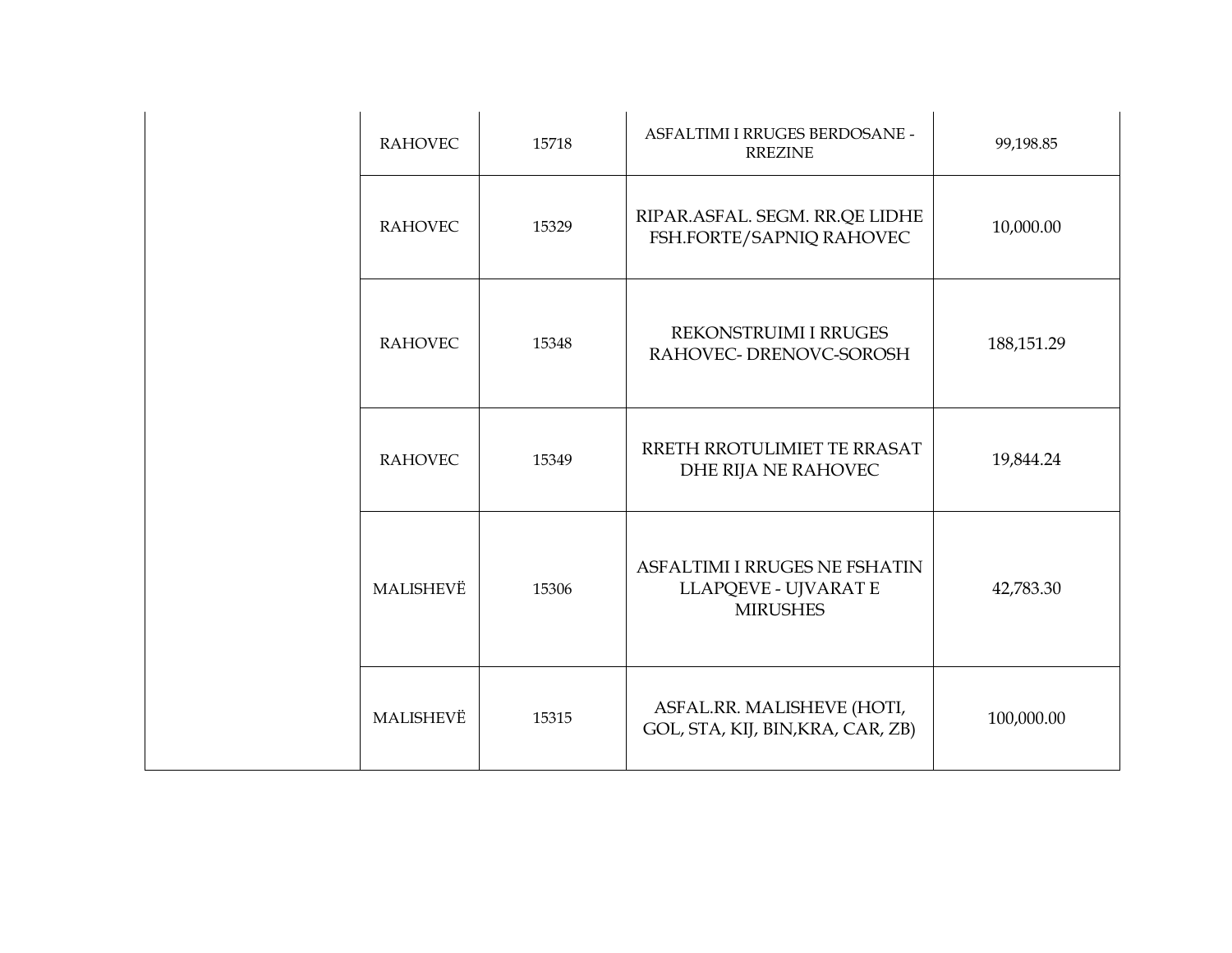| | | | | |
|---|---|---|---|---|
| | RAHOVEC | 15718 | ASFALTIMI I RRUGES BERDOSANE - RREZINE | 99,198.85 |
| | RAHOVEC | 15329 | RIPAR.ASFAL. SEGM. RR.QE LIDHE FSH.FORTE/SAPNIQ RAHOVEC | 10,000.00 |
| | RAHOVEC | 15348 | REKONSTRUIMI I RRUGES RAHOVEC- DRENOVC-SOROSH | 188,151.29 |
| | RAHOVEC | 15349 | RRETH RROTULIMIET TE RRASAT DHE RIJA NE RAHOVEC | 19,844.24 |
| | MALISHEVË | 15306 | ASFALTIMI I RRUGES NE FSHATIN LLAPQEVE - UJVARAT E MIRUSHES | 42,783.30 |
| | MALISHEVË | 15315 | ASFAL.RR. MALISHEVE (HOTI, GOL, STA, KIJ, BIN,KRA, CAR, ZB) | 100,000.00 |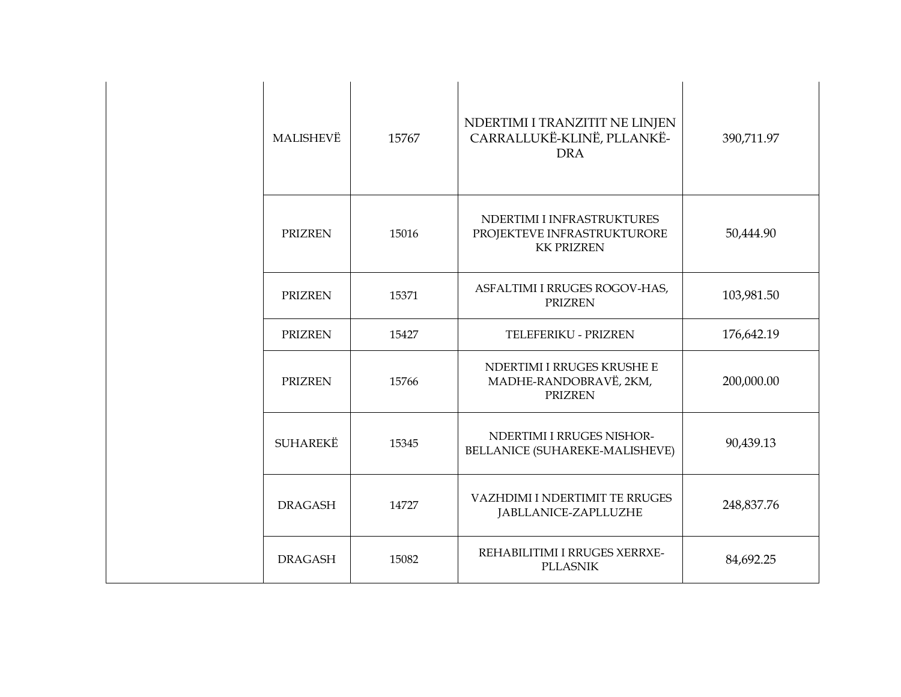| | | | | |
|---|---|---|---|---|
| | MALISHEVË | 15767 | NDERTIMI I TRANZITIT NE LINJEN CARRALLUKË-KLINË, PLLANKË-DRA | 390,711.97 |
| | PRIZREN | 15016 | NDERTIMI I INFRASTRUKTURES PROJEKTEVE INFRASTRUKTURORE KK PRIZREN | 50,444.90 |
| | PRIZREN | 15371 | ASFALTIMI I RRUGES ROGOV-HAS, PRIZREN | 103,981.50 |
| | PRIZREN | 15427 | TELEFERIKU - PRIZREN | 176,642.19 |
| | PRIZREN | 15766 | NDERTIMI I RRUGES KRUSHE E MADHE-RANDOBRAVË, 2KM, PRIZREN | 200,000.00 |
| | SUHAREKË | 15345 | NDERTIMI I RRUGES NISHOR-BELLANICE (SUHAREKE-MALISHEVE) | 90,439.13 |
| | DRAGASH | 14727 | VAZHDIMI I NDERTIMIT TE RRUGES JABLLANICE-ZAPLLUZHE | 248,837.76 |
| | DRAGASH | 15082 | REHABILITIMI I RRUGES XERRXE-PLLASNIK | 84,692.25 |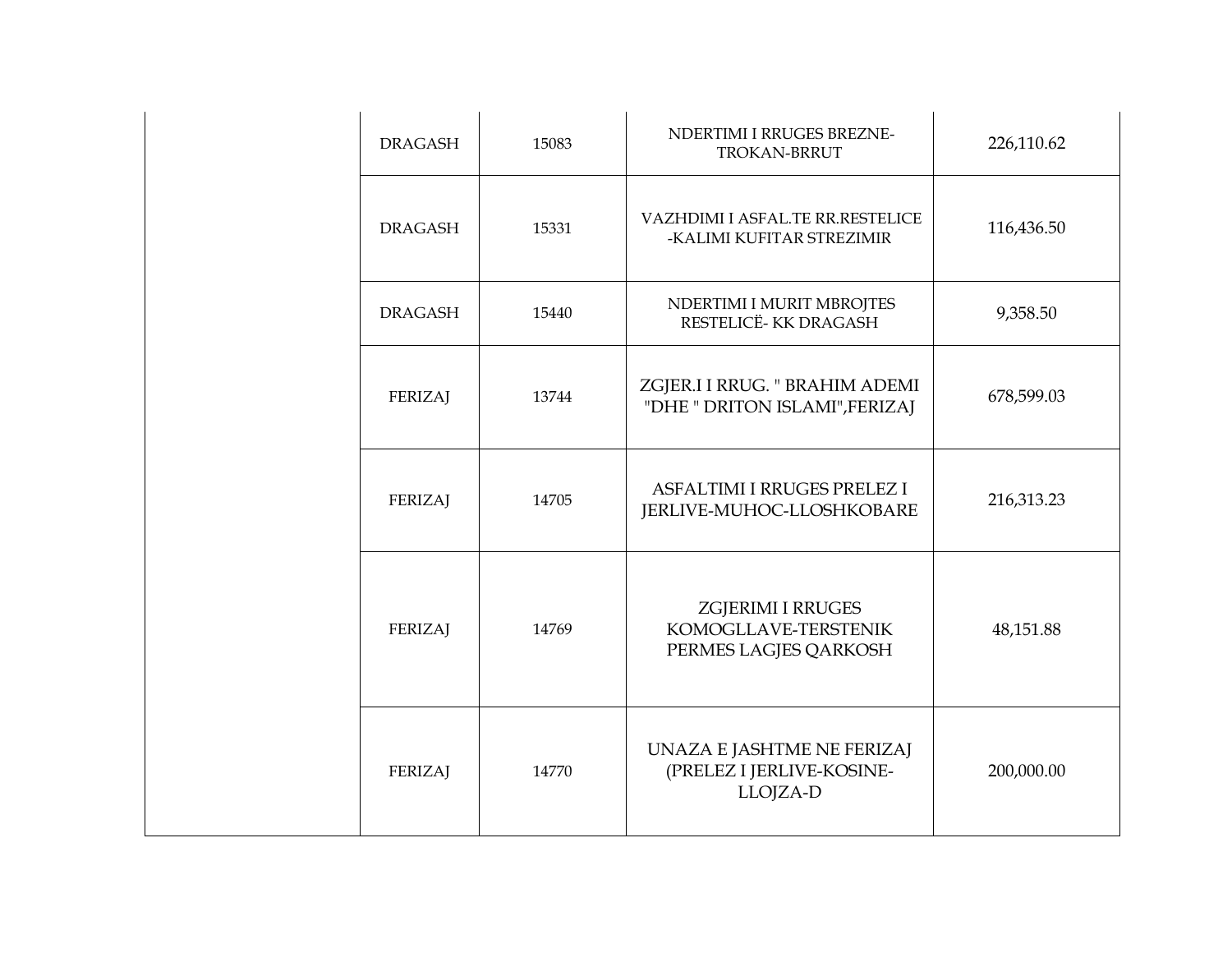|  |  |  |  |  |
|---|---|---|---|---|
|  | DRAGASH | 15083 | NDERTIMI I RRUGES BREZNE-TROKAN-BRRUT | 226,110.62 |
|  | DRAGASH | 15331 | VAZHDIMI I ASFAL.TE RR.RESTELICE -KALIMI KUFITAR STREZIMIR | 116,436.50 |
|  | DRAGASH | 15440 | NDERTIMI I MURIT MBROJTES RESTELICË- KK DRAGASH | 9,358.50 |
|  | FERIZAJ | 13744 | ZGJER.I I RRUG. " BRAHIM ADEMI "DHE " DRITON ISLAMI",FERIZAJ | 678,599.03 |
|  | FERIZAJ | 14705 | ASFALTIMI I RRUGES PRELEZ I JERLIVE-MUHOC-LLOSHKOBARE | 216,313.23 |
|  | FERIZAJ | 14769 | ZGJERIMI I RRUGES KOMOGLLAVE-TERSTENIK PERMES LAGJES QARKOSH | 48,151.88 |
|  | FERIZAJ | 14770 | UNAZA E JASHTME NE FERIZAJ (PRELEZ I JERLIVE-KOSINE-LLOJZA-D | 200,000.00 |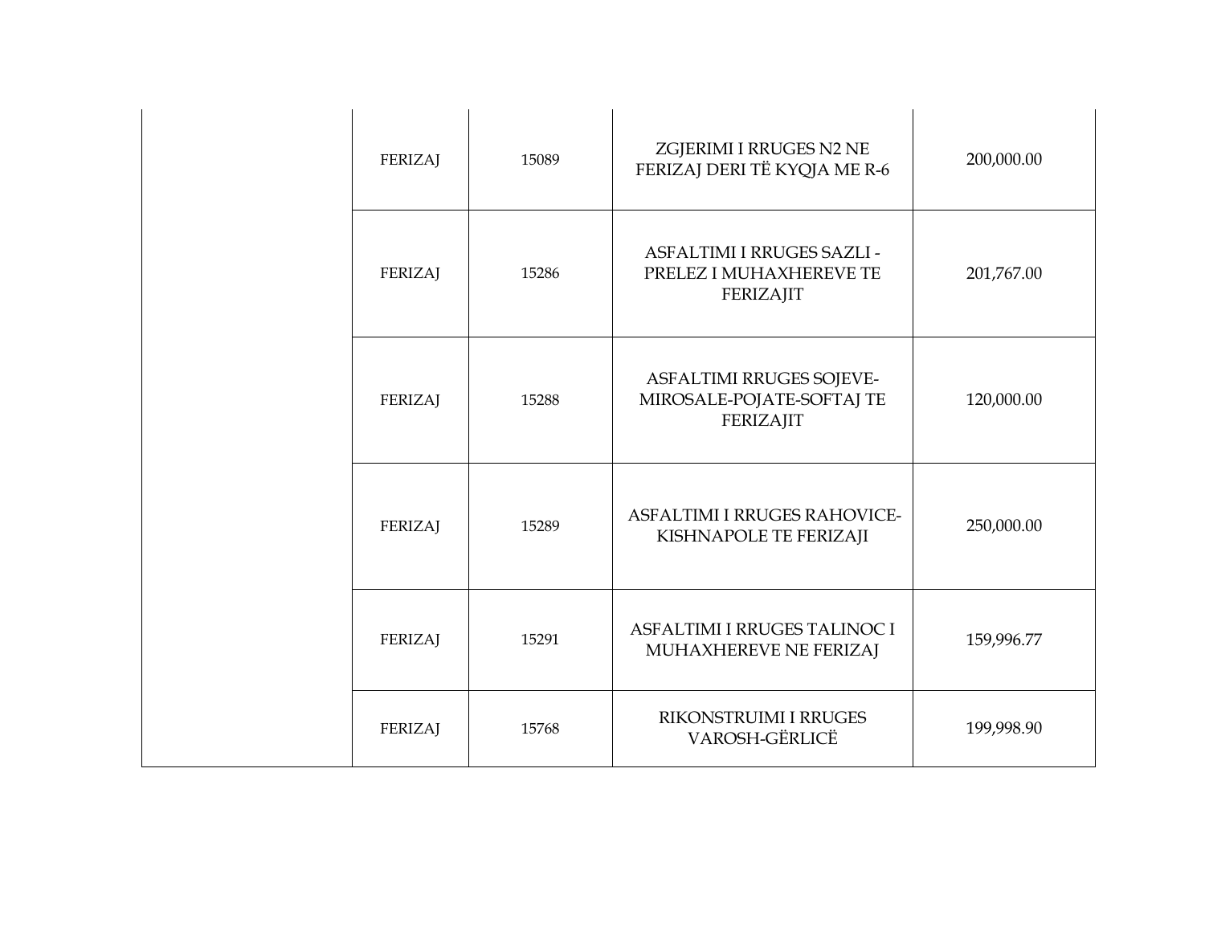| | | | | |
|---|---|---|---|---|
| | FERIZAJ | 15089 | ZGJERIMI I RRUGES N2 NE FERIZAJ DERI TË KYQJA ME R-6 | 200,000.00 |
| | FERIZAJ | 15286 | ASFALTIMI I RRUGES SAZLI - PRELEZ I MUHAXHEREVE TE FERIZAJIT | 201,767.00 |
| | FERIZAJ | 15288 | ASFALTIMI RRUGES SOJEVE-MIROSALE-POJATE-SOFTAJ TE FERIZAJIT | 120,000.00 |
| | FERIZAJ | 15289 | ASFALTIMI I RRUGES RAHOVICE-KISHNAPOLE TE FERIZAJI | 250,000.00 |
| | FERIZAJ | 15291 | ASFALTIMI I RRUGES TALINOC I MUHAXHEREVE NE FERIZAJ | 159,996.77 |
| | FERIZAJ | 15768 | RIKONSTRUIMI I RRUGES VAROSH-GËRLICË | 199,998.90 |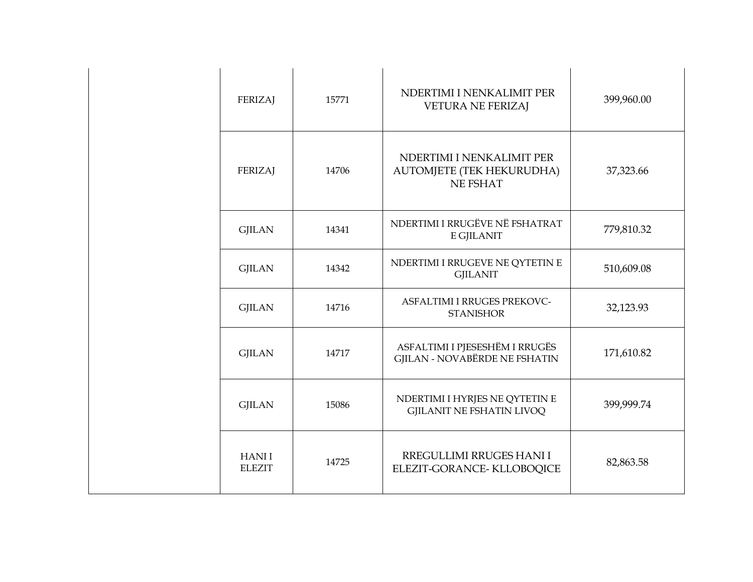| | | | | |
|---|---|---|---|---|
| | FERIZAJ | 15771 | NDERTIMI I NENKALIMIT PER VETURA NE FERIZAJ | 399,960.00 |
| | FERIZAJ | 14706 | NDERTIMI I NENKALIMIT PER AUTOMJETE (TEK HEKURUDHA) NE FSHAT | 37,323.66 |
| | GJILAN | 14341 | NDERTIMI I RRUGËVE NË FSHATRAT E GJILANIT | 779,810.32 |
| | GJILAN | 14342 | NDERTIMI I RRUGEVE NE QYTETIN E GJILANIT | 510,609.08 |
| | GJILAN | 14716 | ASFALTIMI I RRUGES PREKOVC-STANISHOR | 32,123.93 |
| | GJILAN | 14717 | ASFALTIMI I PJESESHËM I RRUGËS GJILAN - NOVABËRDE NE FSHATIN | 171,610.82 |
| | GJILAN | 15086 | NDERTIMI I HYRJES NE QYTETIN E GJILANIT NE FSHATIN LIVOQ | 399,999.74 |
| | HANI I ELEZIT | 14725 | RREGULLIMI RRUGES HANI I ELEZIT-GORANCE- KLLOBOQICE | 82,863.58 |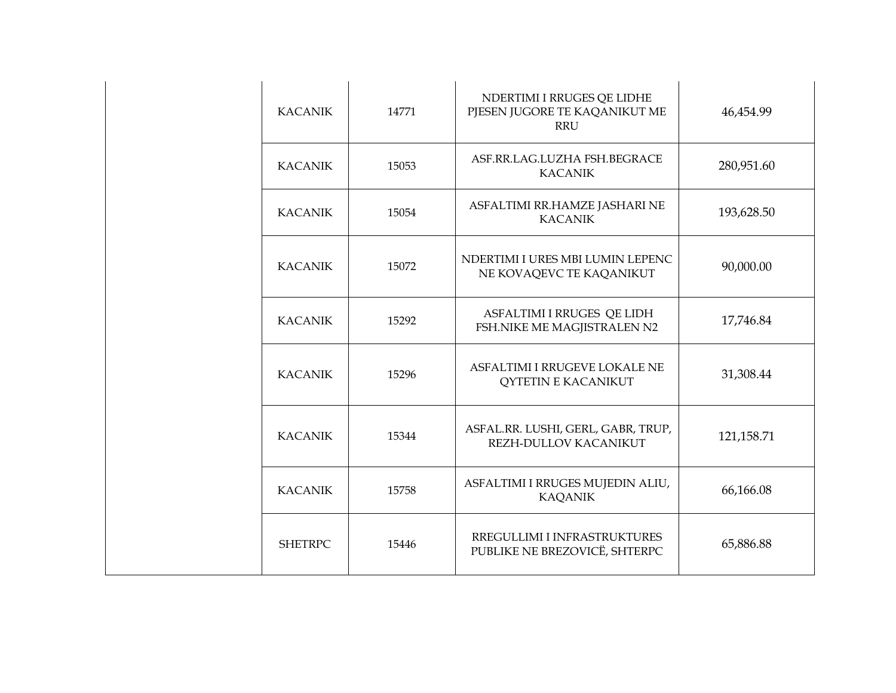| | | | | |
|---|---|---|---|---|
| | KACANIK | 14771 | NDERTIMI I RRUGES QE LIDHE PJESEN JUGORE TE KAQANIKUT ME RRU | 46,454.99 |
| | KACANIK | 15053 | ASF.RR.LAG.LUZHA FSH.BEGRACE KACANIK | 280,951.60 |
| | KACANIK | 15054 | ASFALTIMI RR.HAMZE JASHARI NE KACANIK | 193,628.50 |
| | KACANIK | 15072 | NDERTIMI I URES MBI LUMIN LEPENC NE KOVAQEVC TE KAQANIKUT | 90,000.00 |
| | KACANIK | 15292 | ASFALTIMI I RRUGES QE LIDH FSH.NIKE ME MAGJISTRALEN N2 | 17,746.84 |
| | KACANIK | 15296 | ASFALTIMI I RRUGEVE LOKALE NE QYTETIN E KACANIKUT | 31,308.44 |
| | KACANIK | 15344 | ASFAL.RR. LUSHI, GERL, GABR, TRUP, REZH-DULLOV KACANIKUT | 121,158.71 |
| | KACANIK | 15758 | ASFALTIMI I RRUGES MUJEDIN ALIU, KAQANIK | 66,166.08 |
| | SHETRPC | 15446 | RREGULLIMI I INFRASTRUKTURES PUBLIKE NE BREZOVICË, SHTERPC | 65,886.88 |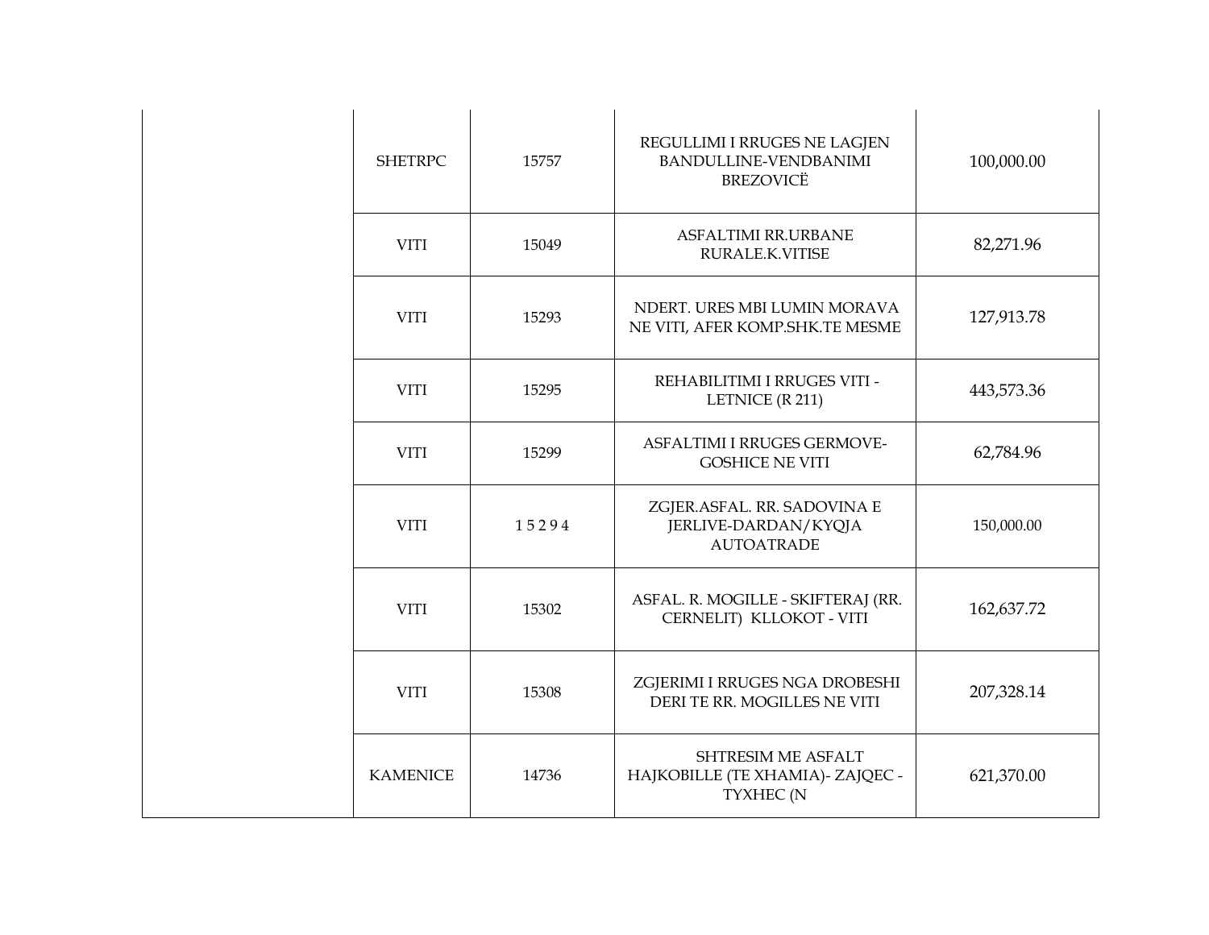| | | | | |
|---|---|---|---|---|
| | SHETRPC | 15757 | REGULLIMI I RRUGES NE LAGJEN BANDULLINE-VENDBANIMI BREZOVICË | 100,000.00 |
| | VITI | 15049 | ASFALTIMI RR.URBANE RURALE.K.VITISE | 82,271.96 |
| | VITI | 15293 | NDERT. URES MBI LUMIN MORAVA NE VITI, AFER KOMP.SHK.TE MESME | 127,913.78 |
| | VITI | 15295 | REHABILITIMI I RRUGES VITI - LETNICE (R 211) | 443,573.36 |
| | VITI | 15299 | ASFALTIMI I RRUGES GERMOVE-GOSHICE NE VITI | 62,784.96 |
| | VITI | 1 5 2 9 4 | ZGJER.ASFAL. RR. SADOVINA E JERLIVE-DARDAN/KYQJA AUTOATRADE | 150,000.00 |
| | VITI | 15302 | ASFAL. R. MOGILLE - SKIFTERAJ (RR. CERNELIT) KLLOKOT - VITI | 162,637.72 |
| | VITI | 15308 | ZGJERIMI I RRUGES NGA DROBESHI DERI TE RR. MOGILLES NE VITI | 207,328.14 |
| | KAMENICE | 14736 | SHTRESIM ME ASFALT HAJKOBILLE (TE XHAMIA)- ZAJQEC - TYXHEC (N | 621,370.00 |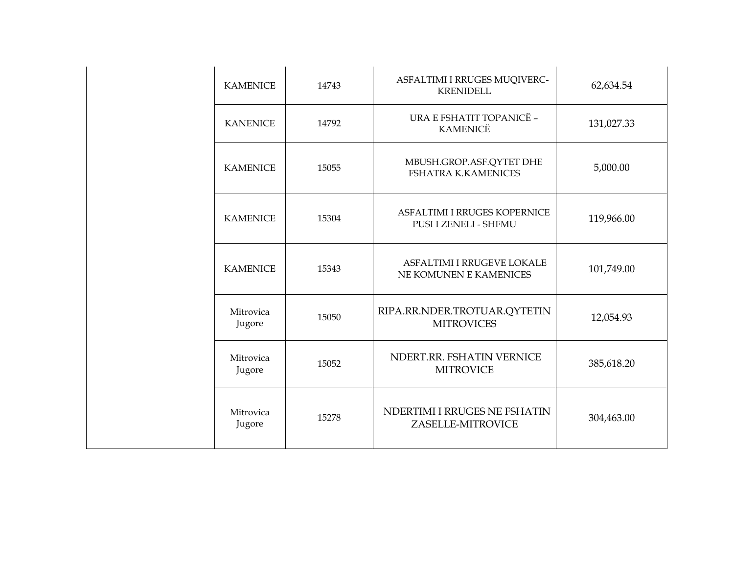| | | | | |
|---|---|---|---|---|
| | KAMENICE | 14743 | ASFALTIMI I RRUGES MUQIVERC-KRENIDELL | 62,634.54 |
| | KANENICE | 14792 | URA E FSHATIT TOPANICË – KAMENICË | 131,027.33 |
| | KAMENICE | 15055 | MBUSH.GROP.ASF.QYTET DHE FSHATRA K.KAMENICES | 5,000.00 |
| | KAMENICE | 15304 | ASFALTIMI I RRUGES KOPERNICE PUSI I ZENELI - SHFMU | 119,966.00 |
| | KAMENICE | 15343 | ASFALTIMI I RRUGEVE LOKALE NE KOMUNEN E KAMENICES | 101,749.00 |
| | Mitrovica Jugore | 15050 | RIPA.RR.NDER.TROTUAR.QYTETIN MITROVICES | 12,054.93 |
| | Mitrovica Jugore | 15052 | NDERT.RR. FSHATIN VERNICE MITROVICE | 385,618.20 |
| | Mitrovica Jugore | 15278 | NDERTIMI I RRUGES NE FSHATIN ZASELLE-MITROVICE | 304,463.00 |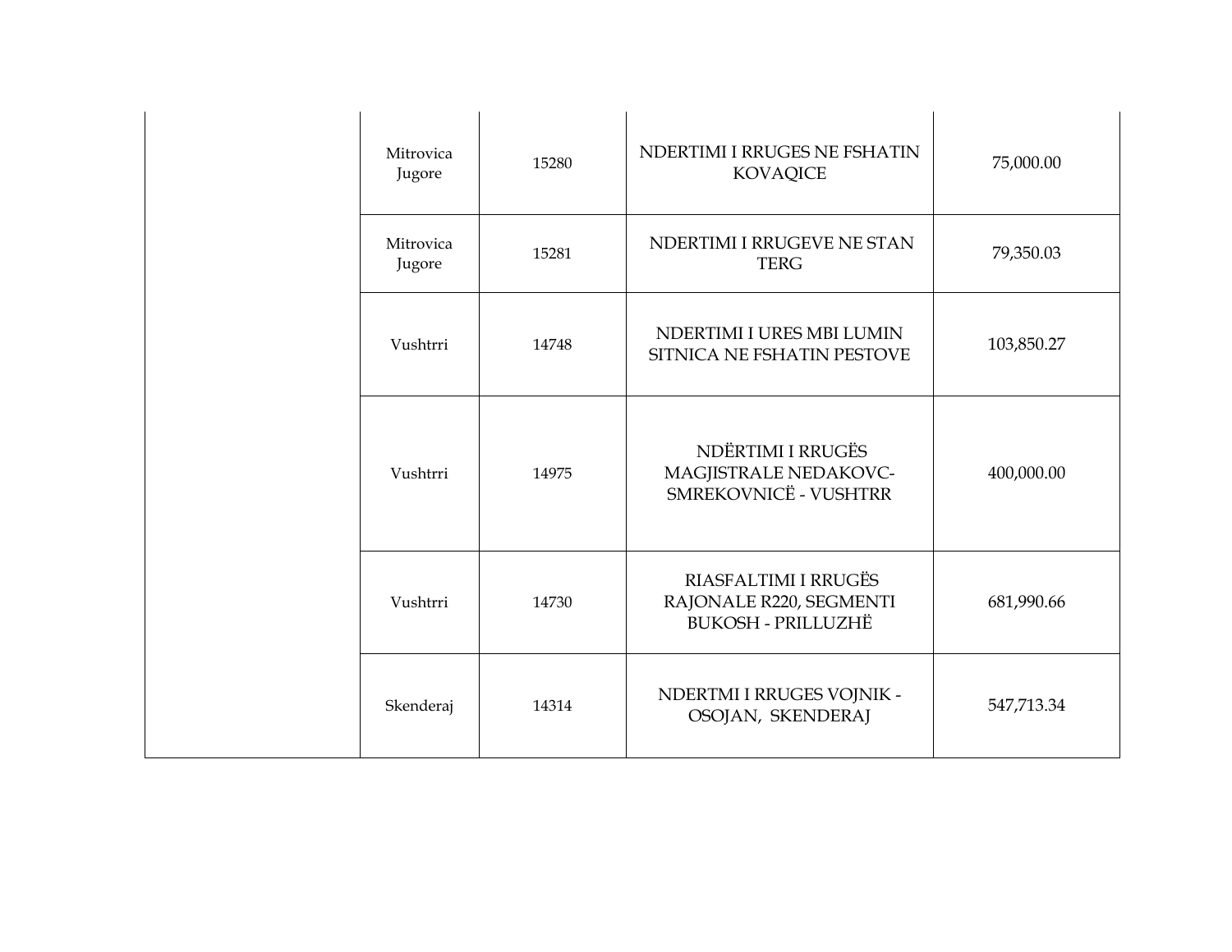| | | | | |
|---|---|---|---|---|
| | Mitrovica Jugore | 15280 | NDERTIMI I RRUGES NE FSHATIN KOVAQICE | 75,000.00 |
| | Mitrovica Jugore | 15281 | NDERTIMI I RRUGEVE NE STAN TERG | 79,350.03 |
| | Vushtrri | 14748 | NDERTIMI I URES MBI LUMIN SITNICA NE FSHATIN PESTOVE | 103,850.27 |
| | Vushtrri | 14975 | NDËRTIMI I RRUGËS MAGJISTRALE NEDAKOVC-SMREKOVNICË - VUSHTRR | 400,000.00 |
| | Vushtrri | 14730 | RIASFALTIMI I RRUGËS RAJONALE R220, SEGMENTI BUKOSH - PRILLUZHË | 681,990.66 |
| | Skenderaj | 14314 | NDERTMI I RRUGES VOJNIK - OSOJAN, SKENDERAJ | 547,713.34 |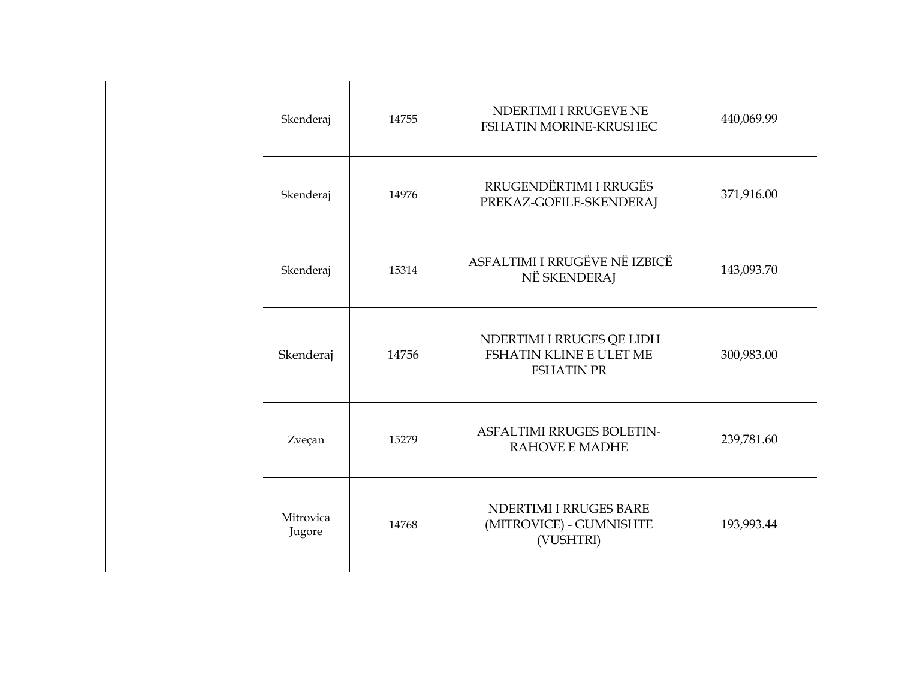| | | | | |
|---|---|---|---|---|
| | Skenderaj | 14755 | NDERTIMI I RRUGEVE NE FSHATIN MORINE-KRUSHEC | 440,069.99 |
| | Skenderaj | 14976 | RRUGENDËRTIMI I RRUGËS PREKAZ-GOFILE-SKENDERAJ | 371,916.00 |
| | Skenderaj | 15314 | ASFALTIMI I RRUGËVE NË IZBICË NË SKENDERAJ | 143,093.70 |
| | Skenderaj | 14756 | NDERTIMI I RRUGES QE LIDH FSHATIN KLINE E ULET ME FSHATIN PR | 300,983.00 |
| | Zveçan | 15279 | ASFALTIMI RRUGES BOLETIN-RAHOVE E MADHE | 239,781.60 |
| | Mitrovica Jugore | 14768 | NDERTIMI I RRUGES BARE (MITROVICE) - GUMNISHTE (VUSHTRI) | 193,993.44 |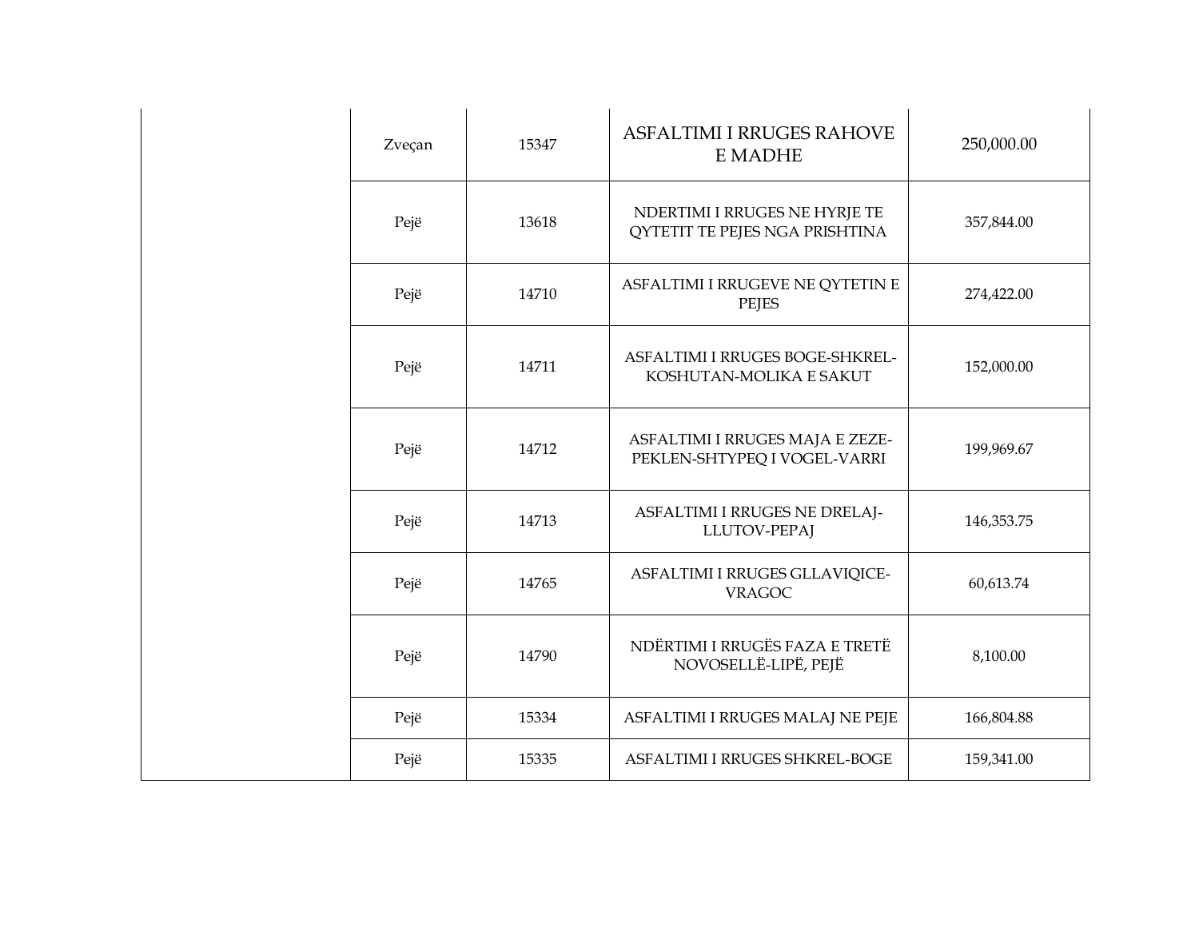| | | | | |
|---|---|---|---|---|
| | Zveçan | 15347 | ASFALTIMI I RRUGES RAHOVE E MADHE | 250,000.00 |
| | Pejë | 13618 | NDERTIMI I RRUGES NE HYRJE TE QYTETIT TE PEJES NGA PRISHTINA | 357,844.00 |
| | Pejë | 14710 | ASFALTIMI I RRUGEVE NE QYTETIN E PEJES | 274,422.00 |
| | Pejë | 14711 | ASFALTIMI I RRUGES BOGE-SHKREL-KOSHUTAN-MOLIKA E SAKUT | 152,000.00 |
| | Pejë | 14712 | ASFALTIMI I RRUGES MAJA E ZEZE-PEKLEN-SHTYPEQ I VOGEL-VARRI | 199,969.67 |
| | Pejë | 14713 | ASFALTIMI I RRUGES NE DRELAJ-LLUTOV-PEPAJ | 146,353.75 |
| | Pejë | 14765 | ASFALTIMI I RRUGES GLLAVIQICE-VRAGOC | 60,613.74 |
| | Pejë | 14790 | NDËRTIMI I RRUGËS FAZA E TRETË NOVOSELLË-LIPË, PEJË | 8,100.00 |
| | Pejë | 15334 | ASFALTIMI I RRUGES MALAJ NE PEJE | 166,804.88 |
| | Pejë | 15335 | ASFALTIMI I RRUGES SHKREL-BOGE | 159,341.00 |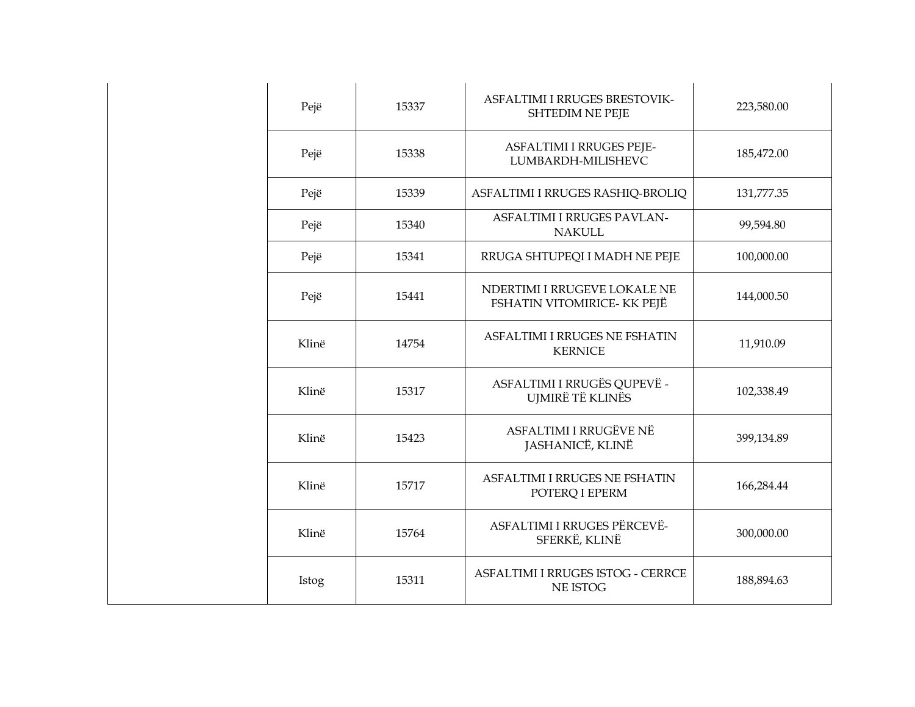| | | | | |
|---|---|---|---|---|
| | Pejë | 15337 | ASFALTIMI I RRUGES BRESTOVIK-SHTEDIM NE PEJE | 223,580.00 |
| | Pejë | 15338 | ASFALTIMI I RRUGES PEJE-LUMBARDH-MILISHEVC | 185,472.00 |
| | Pejë | 15339 | ASFALTIMI I RRUGES RASHIQ-BROLIQ | 131,777.35 |
| | Pejë | 15340 | ASFALTIMI I RRUGES PAVLAN-NAKULL | 99,594.80 |
| | Pejë | 15341 | RRUGA SHTUPEQI I MADH NE PEJE | 100,000.00 |
| | Pejë | 15441 | NDERTIMI I RRUGEVE LOKALE NE FSHATIN VITOMIRICE- KK PEJË | 144,000.50 |
| | Klinë | 14754 | ASFALTIMI I RRUGES NE FSHATIN KERNICE | 11,910.09 |
| | Klinë | 15317 | ASFALTIMI I RRUGËS QUPEVË - UJMIRË TË KLINËS | 102,338.49 |
| | Klinë | 15423 | ASFALTIMI I RRUGËVE NË JASHANICË, KLINË | 399,134.89 |
| | Klinë | 15717 | ASFALTIMI I RRUGES NE FSHATIN POTERQ I EPERM | 166,284.44 |
| | Klinë | 15764 | ASFALTIMI I RRUGES PËRCEVË-SFERKË, KLINË | 300,000.00 |
| | Istog | 15311 | ASFALTIMI I RRUGES ISTOG - CERRCE NE ISTOG | 188,894.63 |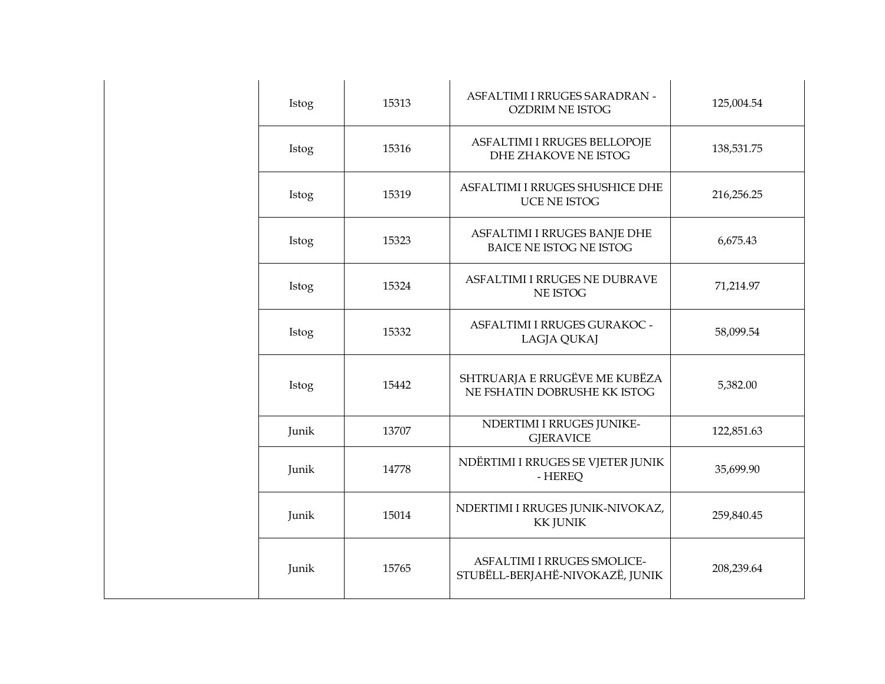| | | | | |
|---|---|---|---|---|
| | Istog | 15313 | ASFALTIMI I RRUGES SARADRAN - OZDRIM NE ISTOG | 125,004.54 |
| | Istog | 15316 | ASFALTIMI I RRUGES BELLOPOJE DHE ZHAKOVE NE ISTOG | 138,531.75 |
| | Istog | 15319 | ASFALTIMI I RRUGES SHUSHICE DHE UCE NE ISTOG | 216,256.25 |
| | Istog | 15323 | ASFALTIMI I RRUGES BANJE DHE BAICE NE ISTOG NE ISTOG | 6,675.43 |
| | Istog | 15324 | ASFALTIMI I RRUGES NE DUBRAVE NE ISTOG | 71,214.97 |
| | Istog | 15332 | ASFALTIMI I RRUGES GURAKOC - LAGJA QUKAJ | 58,099.54 |
| | Istog | 15442 | SHTRUARJA E RRUGËVE ME KUBËZA NE FSHATIN DOBRUSHE KK ISTOG | 5,382.00 |
| | Junik | 13707 | NDERTIMI I RRUGES JUNIKE-GJERAVICE | 122,851.63 |
| | Junik | 14778 | NDËRTIMI I RRUGES SE VJETER JUNIK - HEREQ | 35,699.90 |
| | Junik | 15014 | NDERTIMI I RRUGES JUNIK-NIVOKAZ, KK JUNIK | 259,840.45 |
| | Junik | 15765 | ASFALTIMI I RRUGES SMOLICE-STUBËLL-BERJAHË-NIVOKAZË, JUNIK | 208,239.64 |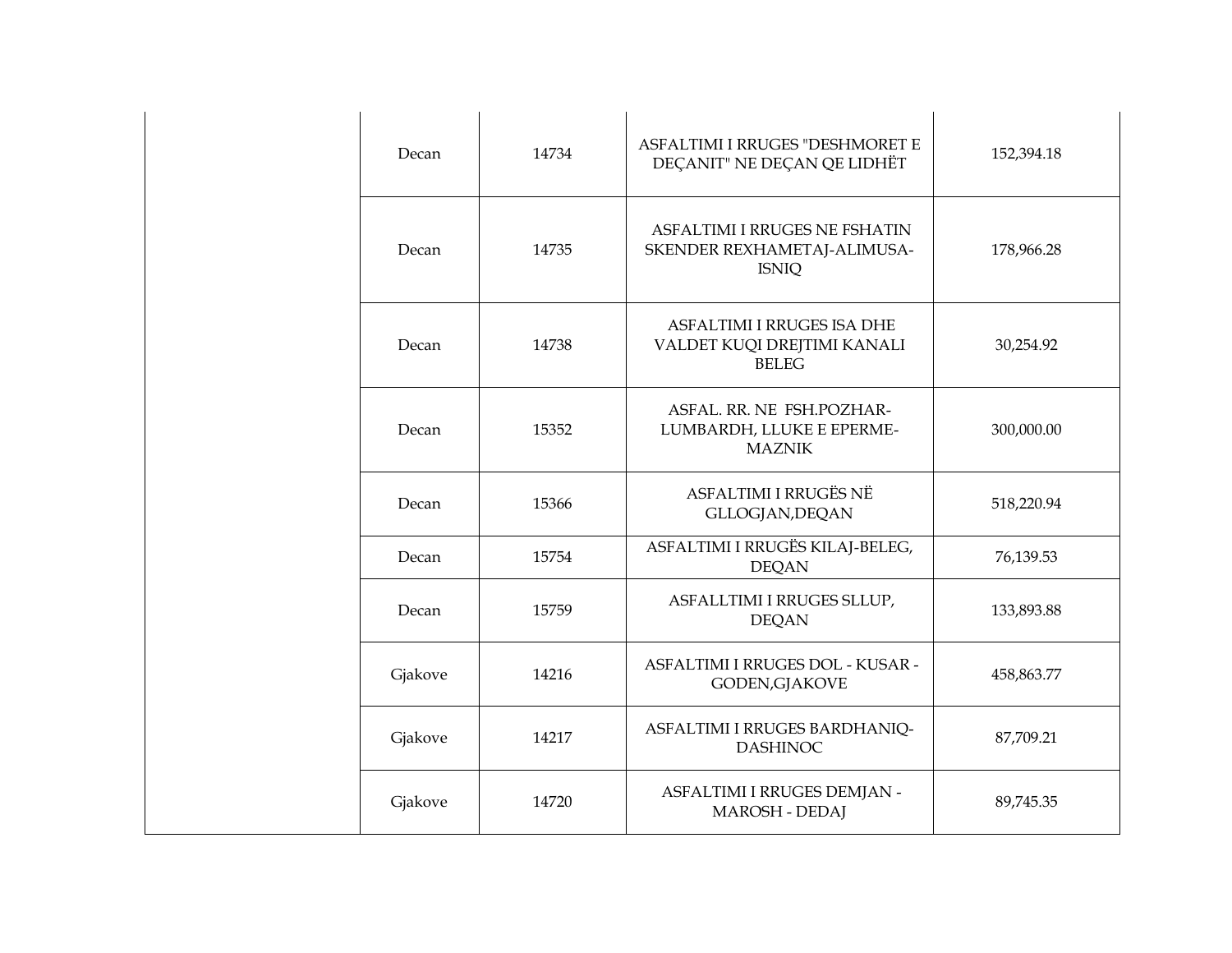| | | | | |
|---|---|---|---|---|
| | Decan | 14734 | ASFALTIMI I RRUGES "DESHMORET E DEÇANIT" NE DEÇAN QE LIDHËT | 152,394.18 |
| | Decan | 14735 | ASFALTIMI I RRUGES NE FSHATIN SKENDER REXHAMETAJ-ALIMUSA-ISNIQ | 178,966.28 |
| | Decan | 14738 | ASFALTIMI I RRUGES ISA DHE VALDET KUQI DREJTIMI KANALI BELEG | 30,254.92 |
| | Decan | 15352 | ASFAL. RR. NE FSH.POZHAR-LUMBARDH, LLUKE E EPERME-MAZNIK | 300,000.00 |
| | Decan | 15366 | ASFALTIMI I RRUGËS NË GLLOGJAN,DEQAN | 518,220.94 |
| | Decan | 15754 | ASFALTIMI I RRUGËS KILAJ-BELEG, DEQAN | 76,139.53 |
| | Decan | 15759 | ASFALLTIMI I RRUGES SLLUP, DEQAN | 133,893.88 |
| | Gjakove | 14216 | ASFALTIMI I RRUGES DOL - KUSAR - GODEN,GJAKOVE | 458,863.77 |
| | Gjakove | 14217 | ASFALTIMI I RRUGES BARDHANIQ-DASHINOC | 87,709.21 |
| | Gjakove | 14720 | ASFALTIMI I RRUGES DEMJAN - MAROSH - DEDAJ | 89,745.35 |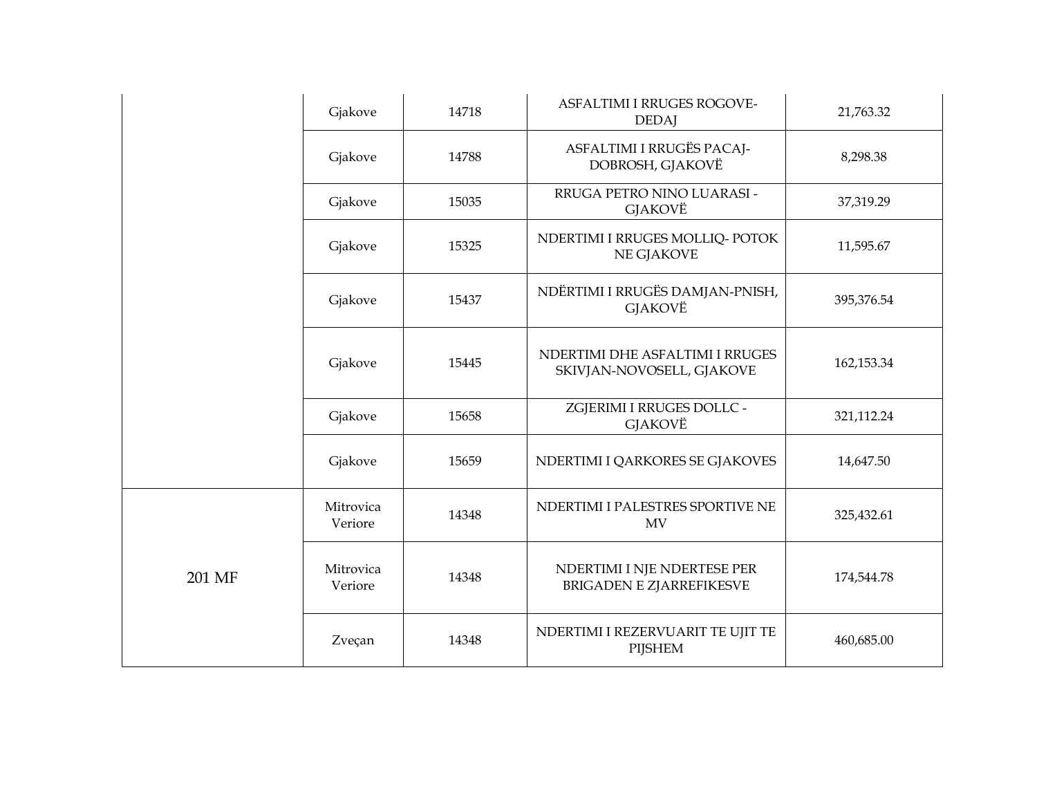| | | | | |
|---|---|---|---|---|
| | Gjakove | 14718 | ASFALTIMI I RRUGES ROGOVE-DEDAJ | 21,763.32 |
| | Gjakove | 14788 | ASFALTIMI I RRUGËS PACAJ-DOBROSH, GJAKOVË | 8,298.38 |
| | Gjakove | 15035 | RRUGA PETRO NINO LUARASI - GJAKOVË | 37,319.29 |
| | Gjakove | 15325 | NDERTIMI I RRUGES MOLLIQ- POTOK NE GJAKOVE | 11,595.67 |
| | Gjakove | 15437 | NDËRTIMI I RRUGËS DAMJAN-PNISH, GJAKOVË | 395,376.54 |
| | Gjakove | 15445 | NDERTIMI DHE ASFALTIMI I RRUGES SKIVJAN-NOVOSELL, GJAKOVE | 162,153.34 |
| | Gjakove | 15658 | ZGJERIMI I RRUGES DOLLC - GJAKOVË | 321,112.24 |
| | Gjakove | 15659 | NDERTIMI I QARKORES SE GJAKOVES | 14,647.50 |
| 201 MF | Mitrovica Veriore | 14348 | NDERTIMI I PALESTRES SPORTIVE NE MV | 325,432.61 |
| | Mitrovica Veriore | 14348 | NDERTIMI I NJE NDERTESE PER BRIGADEN E ZJARREFIKESVE | 174,544.78 |
| | Zveçan | 14348 | NDERTIMI I REZERVUARIT TE UJIT TE PIJSHEM | 460,685.00 |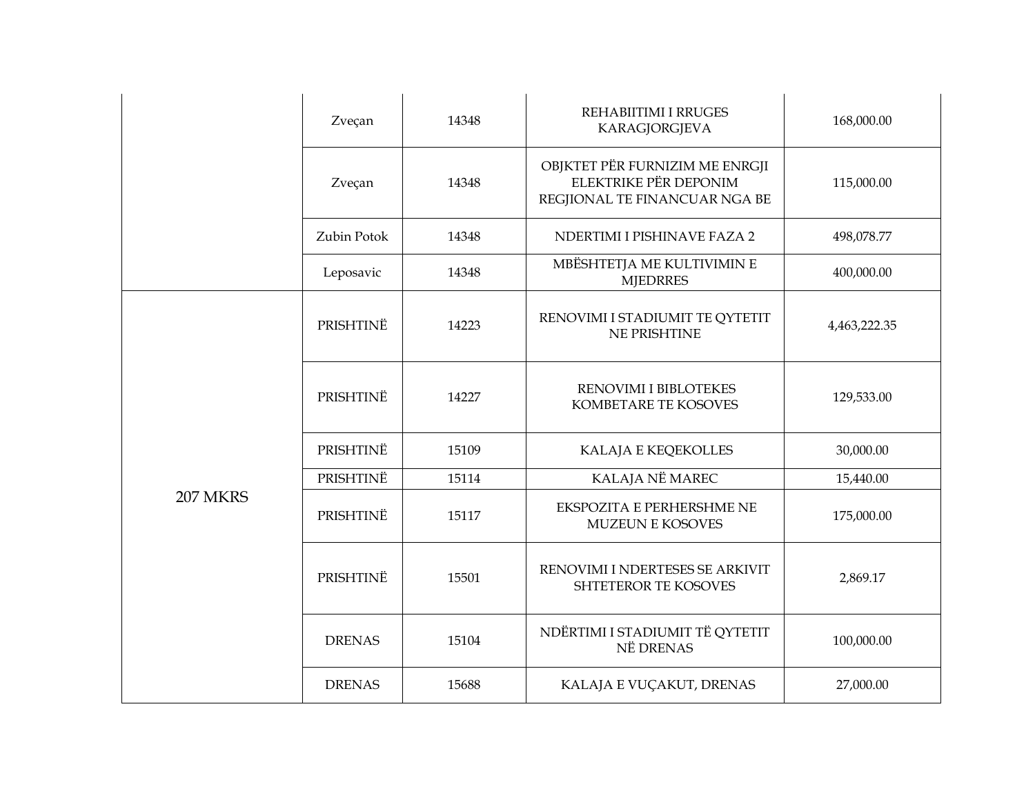| | | | | |
|---|---|---|---|---|
| | Zveçan | 14348 | REHABIITIMI I RRUGES KARAGJORGJEVA | 168,000.00 |
| | Zveçan | 14348 | OBJKTET PËR FURNIZIM ME ENRGJI ELEKTRIKE PËR DEPONIM REGJIONAL TE FINANCUAR NGA BE | 115,000.00 |
| | Zubin Potok | 14348 | NDERTIMI I PISHINAVE FAZA 2 | 498,078.77 |
| | Leposavic | 14348 | MBËSHTETJA ME KULTIVIMIN E MJEDRRES | 400,000.00 |
| 207 MKRS | PRISHTINË | 14223 | RENOVIMI I STADIUMIT TE QYTETIT NE PRISHTINE | 4,463,222.35 |
| | PRISHTINË | 14227 | RENOVIMI I BIBLOTEKES KOMBETARE TE KOSOVES | 129,533.00 |
| | PRISHTINË | 15109 | KALAJA E KEQEKOLLES | 30,000.00 |
| | PRISHTINË | 15114 | KALAJA NË MAREC | 15,440.00 |
| | PRISHTINË | 15117 | EKSPOZITA E PERHERSHME NE MUZEUN E KOSOVES | 175,000.00 |
| | PRISHTINË | 15501 | RENOVIMI I NDERTESES SE ARKIVIT SHTETEROR TE KOSOVES | 2,869.17 |
| | DRENAS | 15104 | NDËRTIMI I STADIUMIT TË QYTETIT NË DRENAS | 100,000.00 |
| | DRENAS | 15688 | KALAJA E VUÇAKUT, DRENAS | 27,000.00 |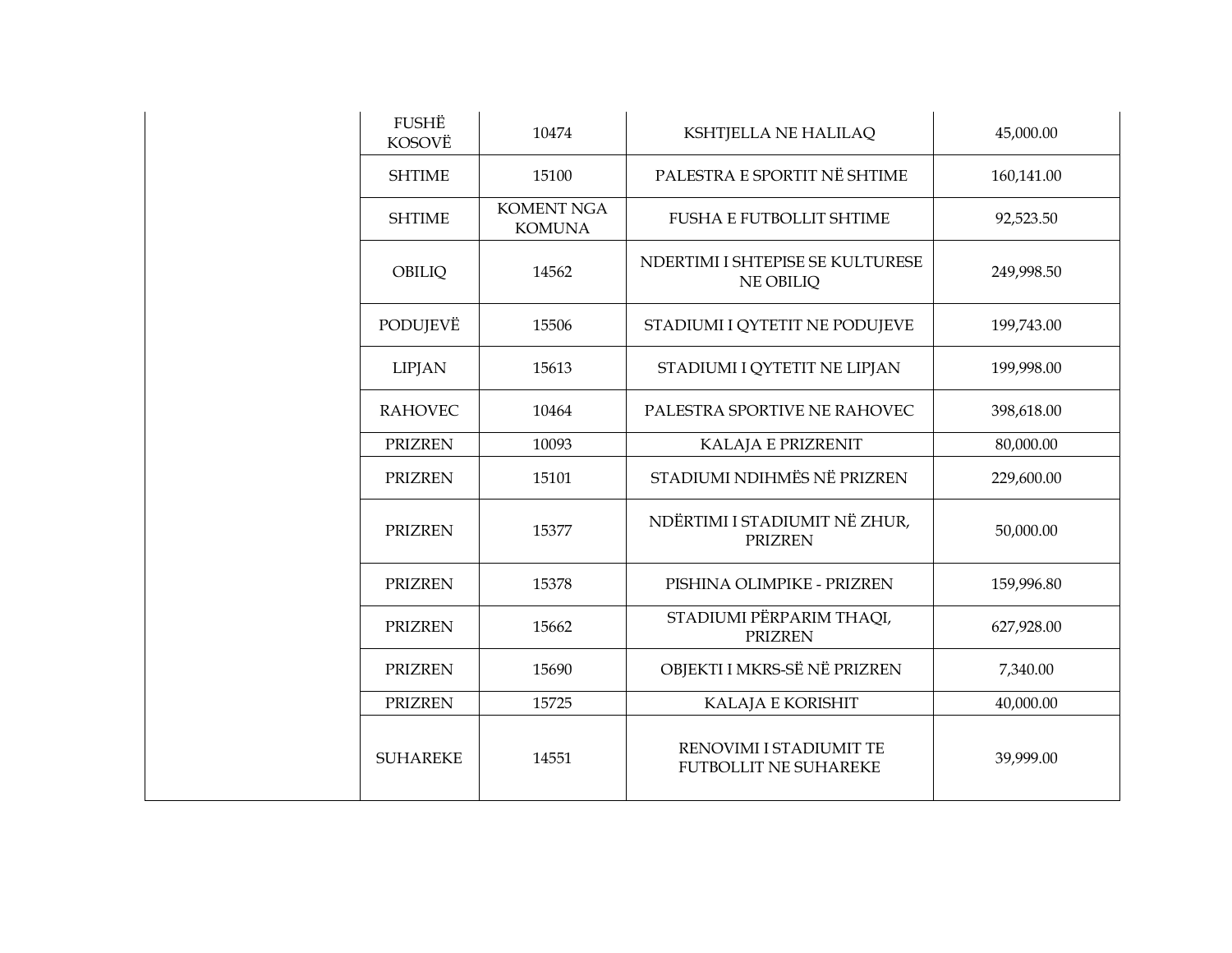| | | | | |
|---|---|---|---|---|
| | FUSHË KOSOVË | 10474 | KSHTJELLA NE HALILAQ | 45,000.00 |
| | SHTIME | 15100 | PALESTRA E SPORTIT NË SHTIME | 160,141.00 |
| | SHTIME | KOMENT NGA KOMUNA | FUSHA E FUTBOLLIT SHTIME | 92,523.50 |
| | OBILIQ | 14562 | NDERTIMI I SHTEPISE SE KULTURESE NE OBILIQ | 249,998.50 |
| | PODUJEVË | 15506 | STADIUMI I QYTETIT NE PODUJEVE | 199,743.00 |
| | LIPJAN | 15613 | STADIUMI I QYTETIT NE LIPJAN | 199,998.00 |
| | RAHOVEC | 10464 | PALESTRA SPORTIVE NE RAHOVEC | 398,618.00 |
| | PRIZREN | 10093 | KALAJA E PRIZRENIT | 80,000.00 |
| | PRIZREN | 15101 | STADIUMI NDIHMËS NË PRIZREN | 229,600.00 |
| | PRIZREN | 15377 | NDËRTIMI I STADIUMIT NË ZHUR, PRIZREN | 50,000.00 |
| | PRIZREN | 15378 | PISHINA OLIMPIKE - PRIZREN | 159,996.80 |
| | PRIZREN | 15662 | STADIUMI PËRPARIM THAQI, PRIZREN | 627,928.00 |
| | PRIZREN | 15690 | OBJEKTI I MKRS-SË NË PRIZREN | 7,340.00 |
| | PRIZREN | 15725 | KALAJA E KORISHIT | 40,000.00 |
| | SUHAREKE | 14551 | RENOVIMI I STADIUMIT TE FUTBOLLIT NE SUHAREKE | 39,999.00 |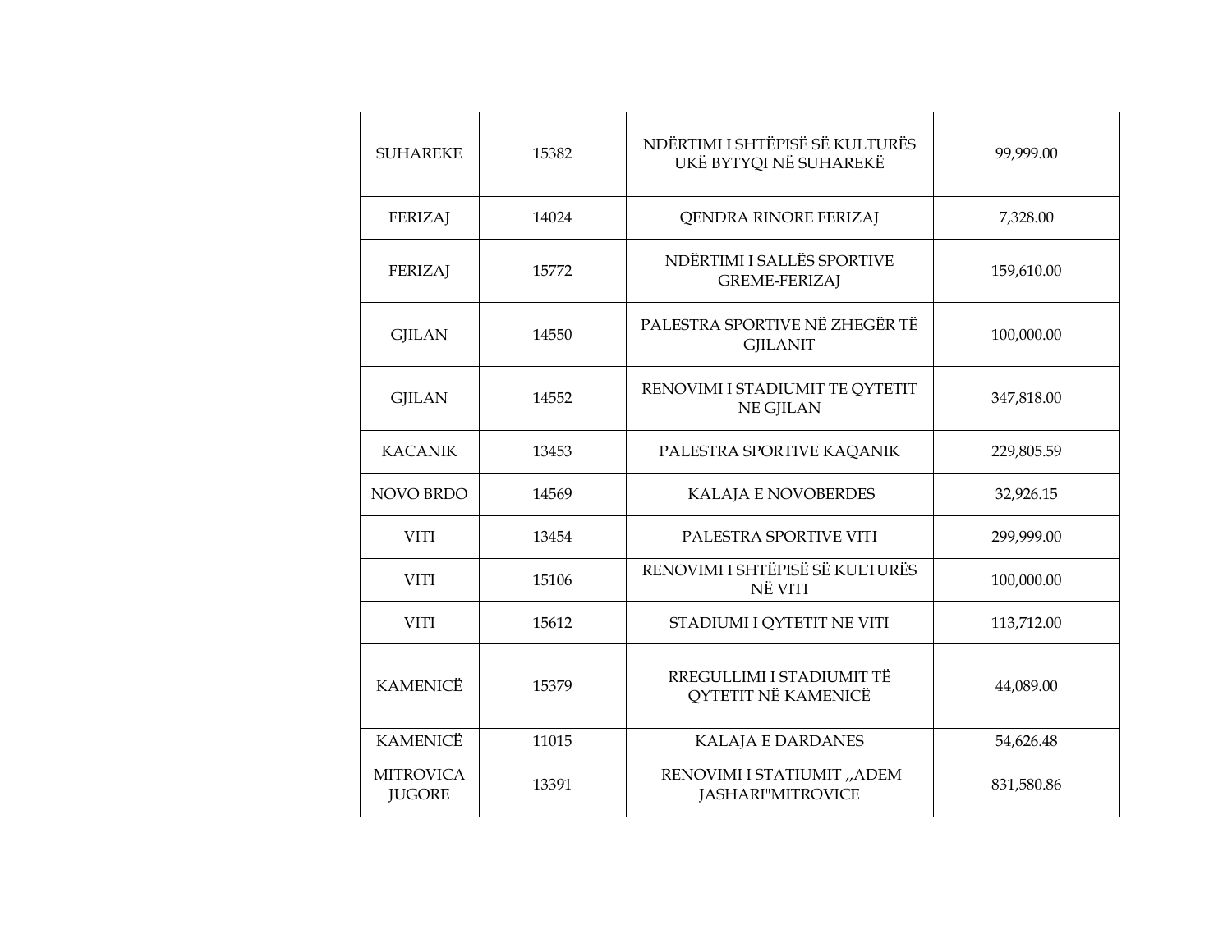| | | | | |
|---|---|---|---|---|
| | SUHAREKE | 15382 | NDËRTIMI I SHTËPISË SË KULTURËS UKË BYTYQI NË SUHAREKË | 99,999.00 |
| | FERIZAJ | 14024 | QENDRA RINORE FERIZAJ | 7,328.00 |
| | FERIZAJ | 15772 | NDËRTIMI I SALLËS SPORTIVE GREME-FERIZAJ | 159,610.00 |
| | GJILAN | 14550 | PALESTRA SPORTIVE NË ZHEGËR TË GJILANIT | 100,000.00 |
| | GJILAN | 14552 | RENOVIMI I STADIUMIT TE QYTETIT NE GJILAN | 347,818.00 |
| | KACANIK | 13453 | PALESTRA SPORTIVE KAQANIK | 229,805.59 |
| | NOVO BRDO | 14569 | KALAJA E NOVOBERDES | 32,926.15 |
| | VITI | 13454 | PALESTRA SPORTIVE VITI | 299,999.00 |
| | VITI | 15106 | RENOVIMI I SHTËPISË SË KULTURËS NË VITI | 100,000.00 |
| | VITI | 15612 | STADIUMI I QYTETIT NE VITI | 113,712.00 |
| | KAMENICË | 15379 | RREGULLIMI I STADIUMIT TË QYTETIT NË KAMENICË | 44,089.00 |
| | KAMENICË | 11015 | KALAJA E DARDANES | 54,626.48 |
| | MITROVICA JUGORE | 13391 | RENOVIMI I STATIUMIT ,,ADEM JASHARI"MITROVICE | 831,580.86 |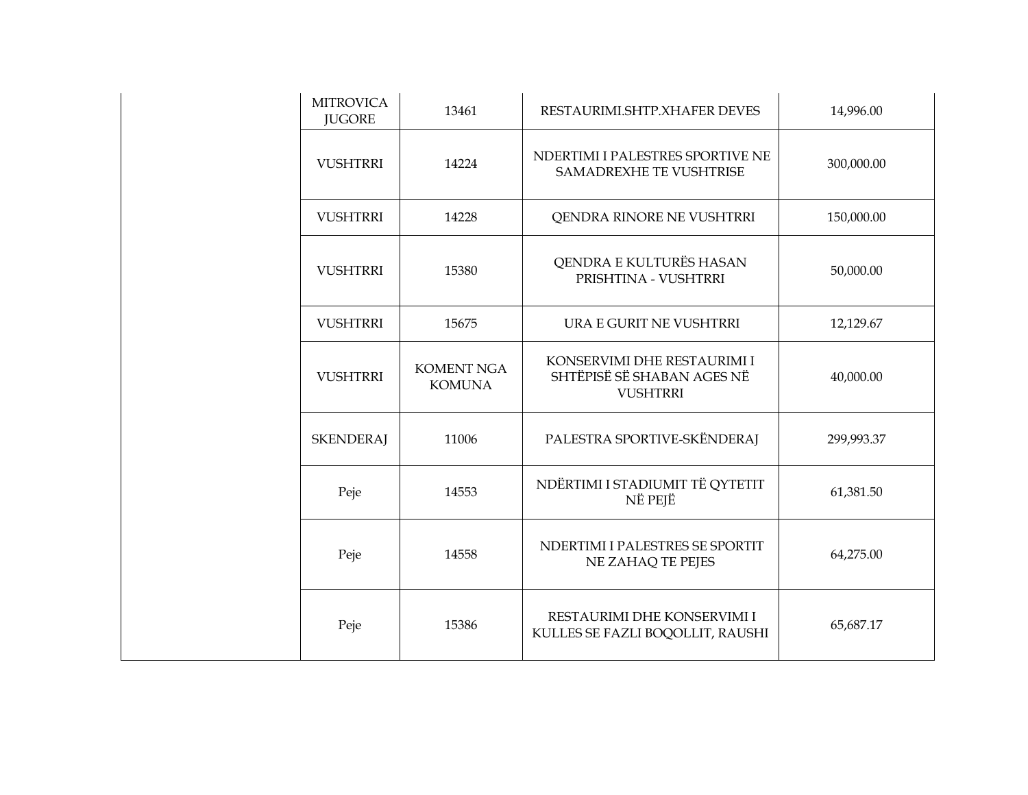| | | | | |
|---|---|---|---|---|
| | MITROVICA JUGORE | 13461 | RESTAURIMI.SHTP.XHAFER DEVES | 14,996.00 |
| | VUSHTRRI | 14224 | NDERTIMI I PALESTRES SPORTIVE NE SAMADREXHE TE VUSHTRISE | 300,000.00 |
| | VUSHTRRI | 14228 | QENDRA RINORE NE VUSHTRRI | 150,000.00 |
| | VUSHTRRI | 15380 | QENDRA E KULTURËS HASAN PRISHTINA - VUSHTRRI | 50,000.00 |
| | VUSHTRRI | 15675 | URA E GURIT NE VUSHTRRI | 12,129.67 |
| | VUSHTRRI | KOMENT NGA KOMUNA | KONSERVIMI DHE RESTAURIMI I SHTËPISË SË SHABAN AGES NË VUSHTRRI | 40,000.00 |
| | SKENDERAJ | 11006 | PALESTRA SPORTIVE-SKËNDERAJ | 299,993.37 |
| | Peje | 14553 | NDËRTIMI I STADIUMIT TË QYTETIT NË PEJË | 61,381.50 |
| | Peje | 14558 | NDERTIMI I PALESTRES SE SPORTIT NE ZAHAQ TE PEJES | 64,275.00 |
| | Peje | 15386 | RESTAURIMI DHE KONSERVIMI I KULLES SE FAZLI BOQOLLIT, RAUSHI | 65,687.17 |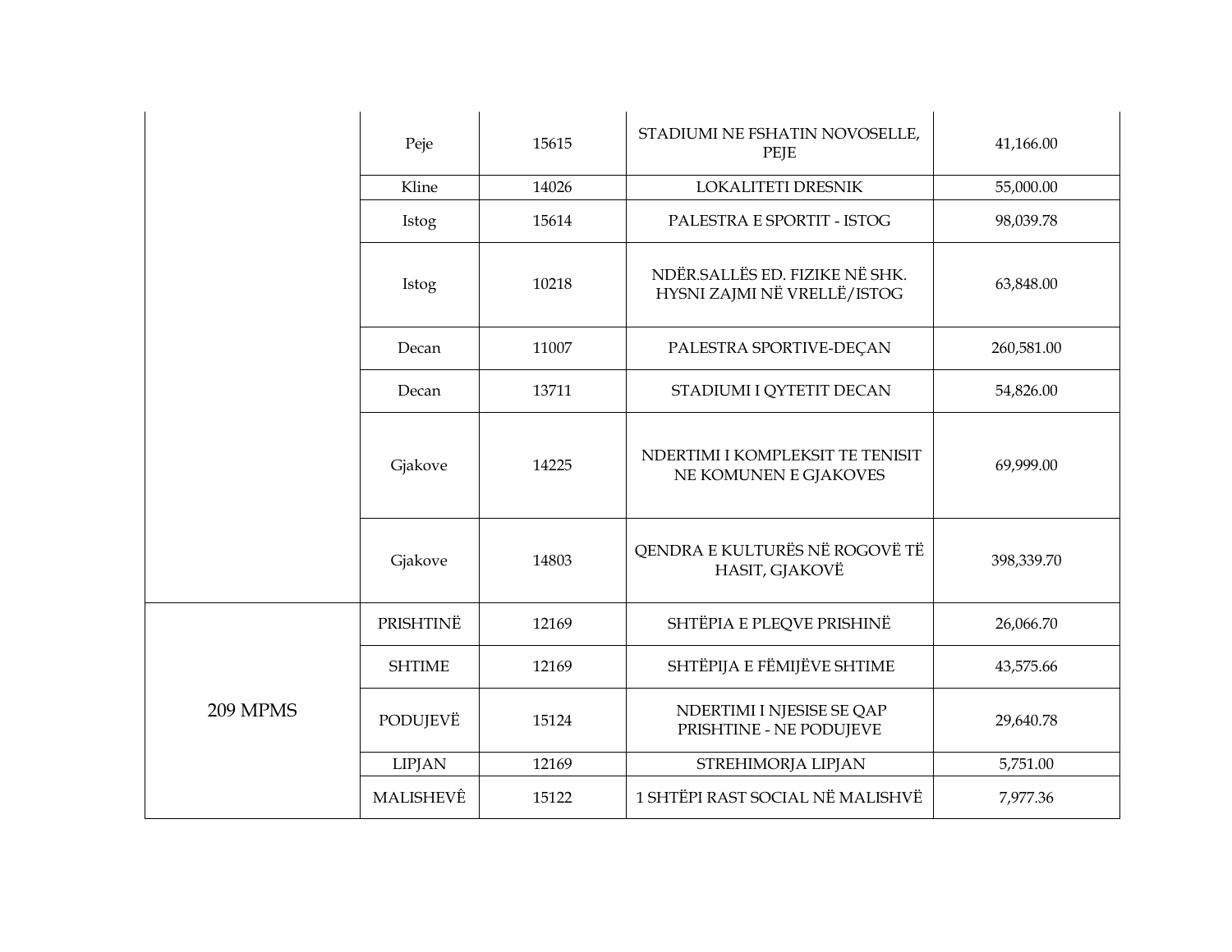| | | | | |
|---|---|---|---|---|
| | Peje | 15615 | STADIUMI NE FSHATIN NOVOSELLE, PEJE | 41,166.00 |
| | Kline | 14026 | LOKALITETI DRESNIK | 55,000.00 |
| | Istog | 15614 | PALESTRA E SPORTIT - ISTOG | 98,039.78 |
| | Istog | 10218 | NDËR.SALLËS ED. FIZIKE NË SHK. HYSNI ZAJMI NË VRELLË/ISTOG | 63,848.00 |
| | Decan | 11007 | PALESTRA SPORTIVE-DEÇAN | 260,581.00 |
| | Decan | 13711 | STADIUMI I QYTETIT DECAN | 54,826.00 |
| | Gjakove | 14225 | NDERTIMI I KOMPLEKSIT TE TENISIT NE KOMUNEN E GJAKOVES | 69,999.00 |
| | Gjakove | 14803 | QENDRA E KULTURËS NË ROGOVË TË HASIT, GJAKOVË | 398,339.70 |
| 209 MPMS | PRISHTINË | 12169 | SHTËPIA E PLEQVE PRISHINË | 26,066.70 |
| | SHTIME | 12169 | SHTËPIJA E FËMIJËVE SHTIME | 43,575.66 |
| | PODUJEVË | 15124 | NDERTIMI I NJESISE SE QAP PRISHTINE - NE PODUJEVE | 29,640.78 |
| | LIPJAN | 12169 | STREHIMORJA LIPJAN | 5,751.00 |
| | MALISHEVÊ | 15122 | 1 SHTËPI RAST SOCIAL NË MALISHVË | 7,977.36 |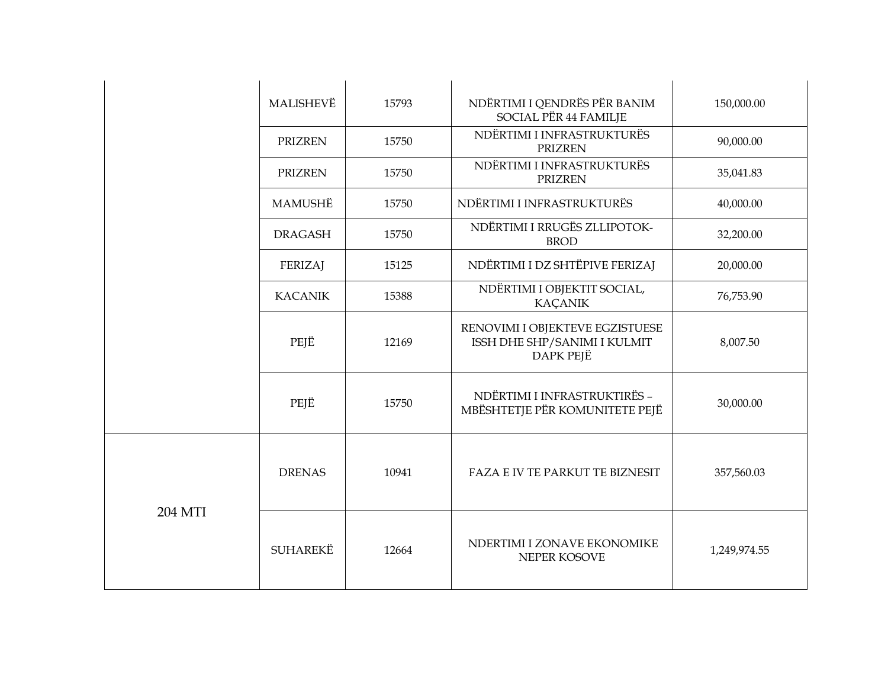| | | | | |
|---|---|---|---|---|
| | MALISHEVË | 15793 | NDËRTIMI I QENDRËS PËR BANIM SOCIAL PËR 44 FAMILJE | 150,000.00 |
| | PRIZREN | 15750 | NDËRTIMI I INFRASTRUKTURËS PRIZREN | 90,000.00 |
| | PRIZREN | 15750 | NDËRTIMI I INFRASTRUKTURËS PRIZREN | 35,041.83 |
| | MAMUSHË | 15750 | NDËRTIMI I INFRASTRUKTURËS | 40,000.00 |
| | DRAGASH | 15750 | NDËRTIMI I RRUGËS ZLLIPOTOK-BROD | 32,200.00 |
| | FERIZAJ | 15125 | NDËRTIMI I DZ SHTËPIVE FERIZAJ | 20,000.00 |
| | KACANIK | 15388 | NDËRTIMI I OBJEKTIT SOCIAL, KAÇANIK | 76,753.90 |
| | PEJË | 12169 | RENOVIMI I OBJEKTEVE EGZISTUESE ISSH DHE SHP/SANIMI I KULMIT DAPK PEJË | 8,007.50 |
| | PEJË | 15750 | NDËRTIMI I INFRASTRUKTIRËS – MBËSHTETJE PËR KOMUNITETE PEJË | 30,000.00 |
| 204 MTI | DRENAS | 10941 | FAZA E IV TE PARKUT TE BIZNESIT | 357,560.03 |
| | SUHAREKË | 12664 | NDERTIMI I ZONAVE EKONOMIKE NEPER KOSOVE | 1,249,974.55 |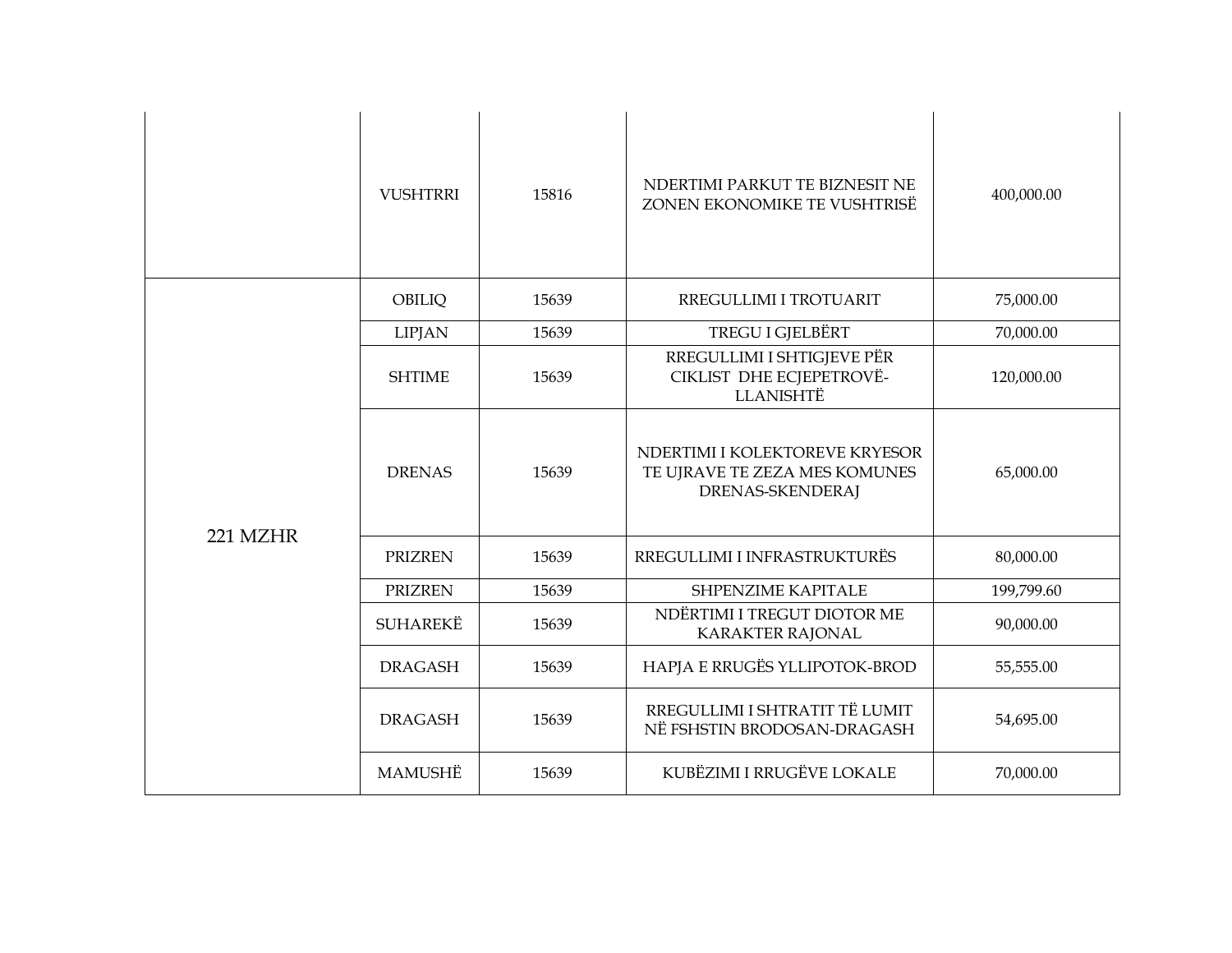| | | | | |
|---|---|---|---|---|
| | VUSHTRRI | 15816 | NDERTIMI PARKUT TE BIZNESIT NE ZONEN EKONOMIKE TE VUSHTRISË | 400,000.00 |
| 221 MZHR | OBILIQ | 15639 | RREGULLIMI I TROTUARIT | 75,000.00 |
| | LIPJAN | 15639 | TREGU I GJELBËRT | 70,000.00 |
| | SHTIME | 15639 | RREGULLIMI I SHTIGJEVE PËR CIKLIST DHE ECJEPETROVË-LLANISHTË | 120,000.00 |
| | DRENAS | 15639 | NDERTIMI I KOLEKTOREVE KRYESOR TE UJRAVE TE ZEZA MES KOMUNES DRENAS-SKENDERAJ | 65,000.00 |
| | PRIZREN | 15639 | RREGULLIMI I INFRASTRUKTURËS | 80,000.00 |
| | PRIZREN | 15639 | SHPENZIME KAPITALE | 199,799.60 |
| | SUHAREKË | 15639 | NDËRTIMI I TREGUT DIOTOR ME KARAKTER RAJONAL | 90,000.00 |
| | DRAGASH | 15639 | HAPJA E RRUGËS YLLIPOTOK-BROD | 55,555.00 |
| | DRAGASH | 15639 | RREGULLIMI I SHTRATIT TË LUMIT NË FSHSTIN BRODOSAN-DRAGASH | 54,695.00 |
| | MAMUSHË | 15639 | KUBËZIMI I RRUGËVE LOKALE | 70,000.00 |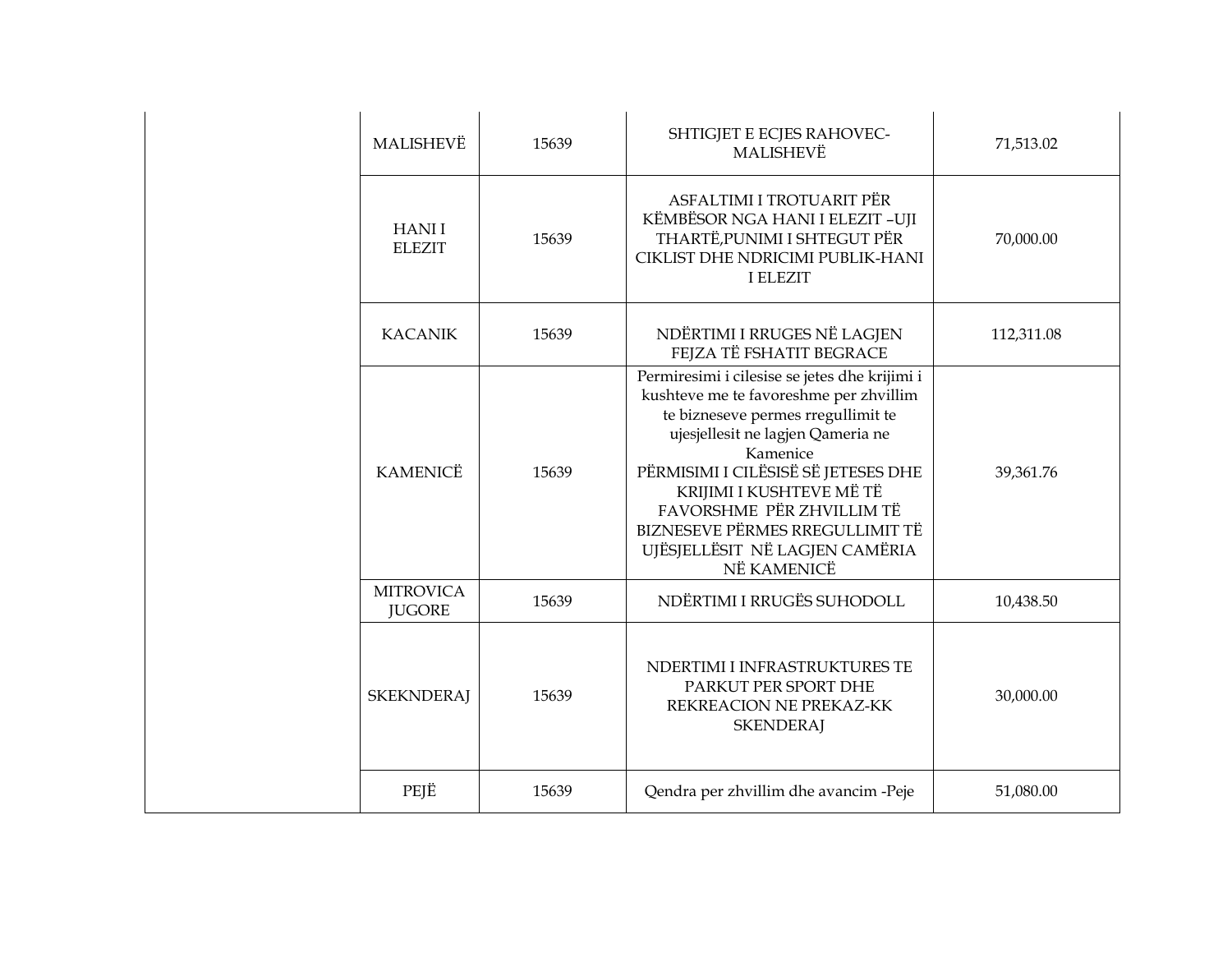| | | | | |
|---|---|---|---|---|
| | MALISHEVË | 15639 | SHTIGJET E ECJES RAHOVEC-MALISHEVË | 71,513.02 |
| | HANI I ELEZIT | 15639 | ASFALTIMI I TROTUARIT PËR KËMBËSOR NGA HANI I ELEZIT –UJI THARTË,PUNIMI I SHTEGUT PËR CIKLIST DHE NDRICIMI PUBLIK-HANI I ELEZIT | 70,000.00 |
| | KACANIK | 15639 | NDËRTIMI I RRUGES NË LAGJEN FEJZA TË FSHATIT BEGRACE | 112,311.08 |
| | KAMENICË | 15639 | Permiresimi i cilesise se jetes dhe krijimi i kushteve me te favoreshme per zhvillim te bizneseve permes rregullimit te ujesjellesit ne lagjen Qameria ne Kamenice PËRMISIMI I CILËSISË SË JETESES DHE KRIJIMI I KUSHTEVE MË TË FAVORSHME PËR ZHVILLIM TË BIZNESEVE PËRMES RREGULLIMIT TË UJËSJELLËSIT NË LAGJEN CAMËRIA NË KAMENICË | 39,361.76 |
| | MITROVICA JUGORE | 15639 | NDËRTIMI I RRUGËS SUHODOLL | 10,438.50 |
| | SKEKNDERAJ | 15639 | NDERTIMI I INFRASTRUKTURES TE PARKUT PER SPORT DHE REKREACION NE PREKAZ-KK SKENDERAJ | 30,000.00 |
| | PEJË | 15639 | Qendra per zhvillim dhe avancim -Peje | 51,080.00 |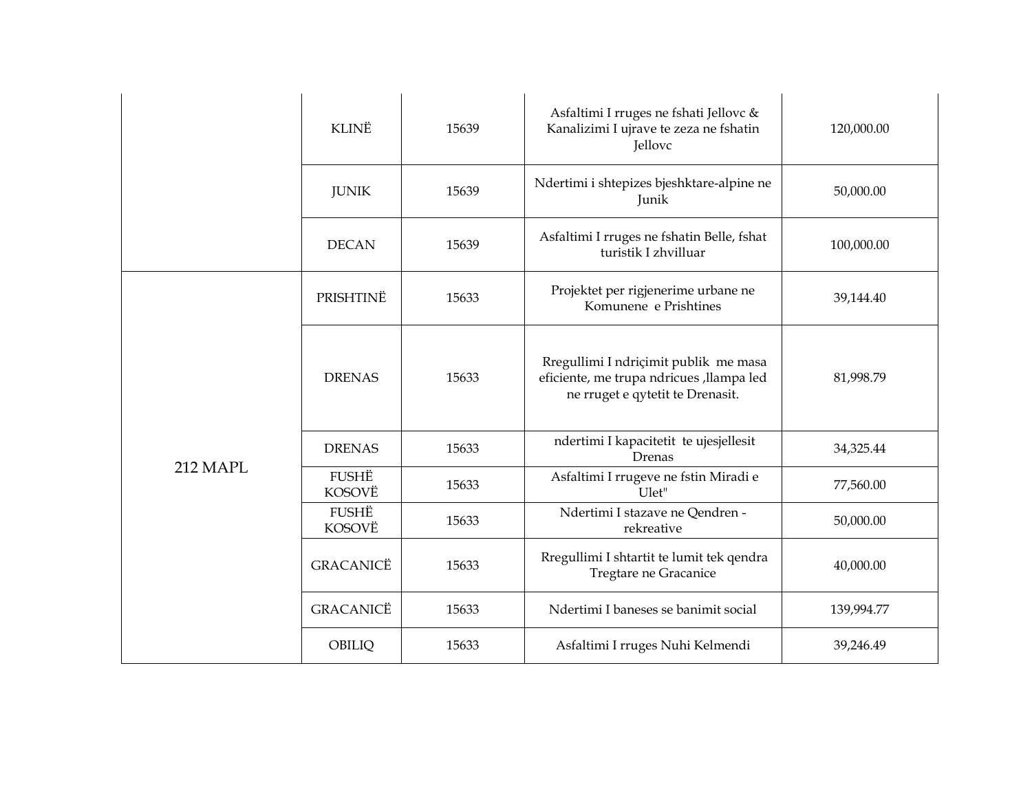|  |  |  |  |  |
|---|---|---|---|---|
|  | KLINË | 15639 | Asfaltimi I rruges ne fshati Jellovc & Kanalizimi I ujrave te zeza ne fshatin Jellovc | 120,000.00 |
|  | JUNIK | 15639 | Ndertimi i shtepizes bjeshktare-alpine ne Junik | 50,000.00 |
|  | DECAN | 15639 | Asfaltimi I rruges ne fshatin Belle, fshat turistik I zhvilluar | 100,000.00 |
| 212 MAPL | PRISHTINË | 15633 | Projektet per rigjenerime urbane ne Komunene e Prishtines | 39,144.40 |
|  | DRENAS | 15633 | Rregullimi I ndriçimit publik me masa eficiente, me trupa ndricues ,llampa led ne rruget e qytetit te Drenasit. | 81,998.79 |
|  | DRENAS | 15633 | ndertimi I kapacitetit te ujesjellesit Drenas | 34,325.44 |
|  | FUSHË KOSOVË | 15633 | Asfaltimi I rrugeve ne fstin Miradi e Ulet" | 77,560.00 |
|  | FUSHË KOSOVË | 15633 | Ndertimi I stazave ne Qendren -rekreative | 50,000.00 |
|  | GRACANICË | 15633 | Rregullimi I shtartit te lumit tek qendra Tregtare ne Gracanice | 40,000.00 |
|  | GRACANICË | 15633 | Ndertimi I baneses se banimit social | 139,994.77 |
|  | OBILIQ | 15633 | Asfaltimi I rruges Nuhi Kelmendi | 39,246.49 |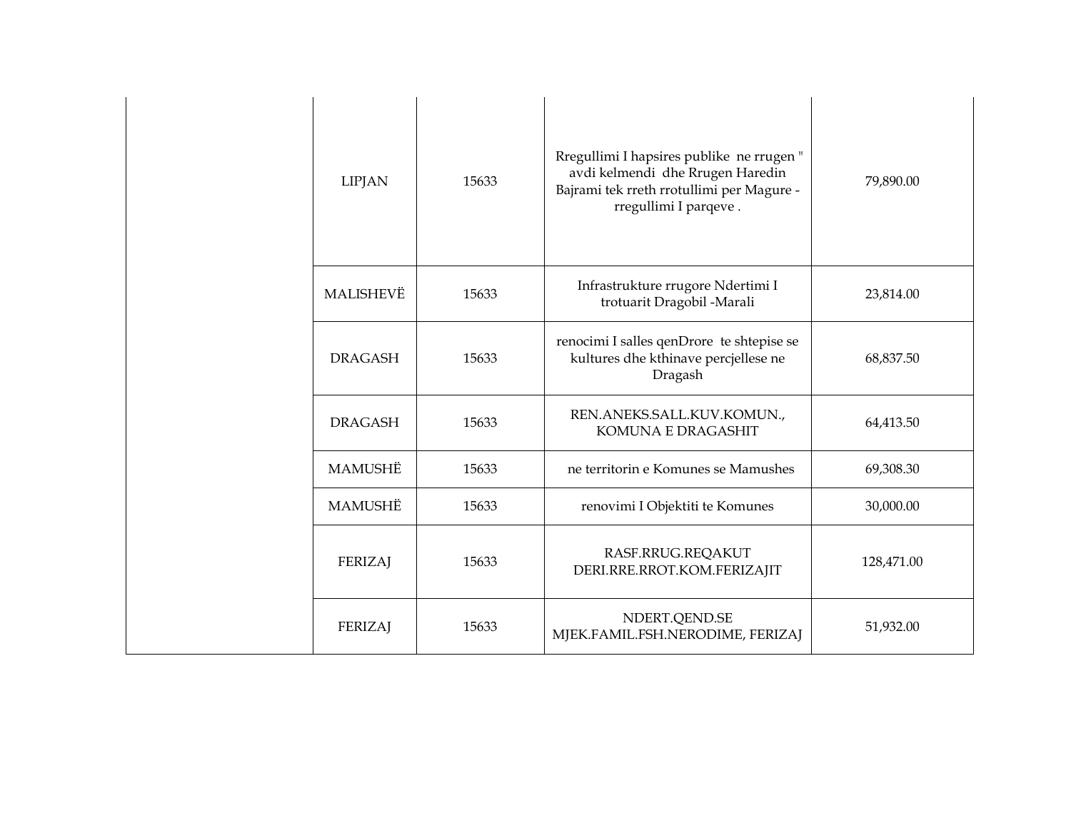| | | | | |
|---|---|---|---|---|
| | LIPJAN | 15633 | Rregullimi I hapsires publike ne rrugen " avdi kelmendi dhe Rrugen Haredin Bajrami tek rreth rrotullimi per Magure -rregullimi I parqeve . | 79,890.00 |
| | MALISHEVË | 15633 | Infrastrukture rrugore Ndertimi I trotuarit Dragobil -Marali | 23,814.00 |
| | DRAGASH | 15633 | renocimi I salles qenDrore te shtepise se kultures dhe kthinave percjellese ne Dragash | 68,837.50 |
| | DRAGASH | 15633 | REN.ANEKS.SALL.KUV.KOMUN., KOMUNA E DRAGASHIT | 64,413.50 |
| | MAMUSHË | 15633 | ne territorin e Komunes se Mamushes | 69,308.30 |
| | MAMUSHË | 15633 | renovimi I Objektiti te Komunes | 30,000.00 |
| | FERIZAJ | 15633 | RASF.RRUG.REQAKUT DERI.RRE.RROT.KOM.FERIZAJIT | 128,471.00 |
| | FERIZAJ | 15633 | NDERT.QEND.SE MJEK.FAMIL.FSH.NERODIME, FERIZAJ | 51,932.00 |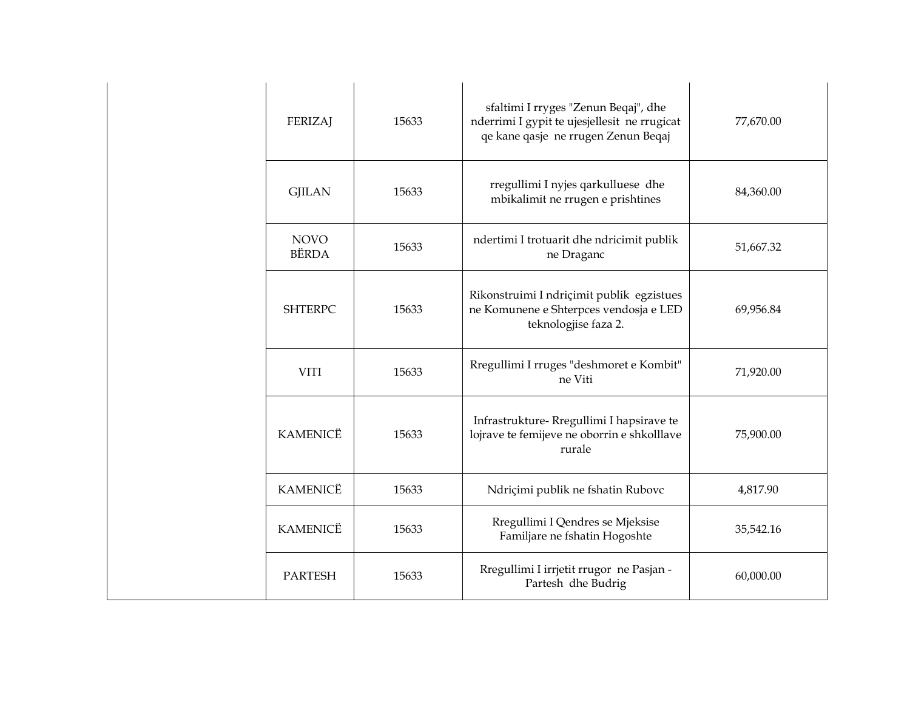| | | | | |
|---|---|---|---|---|
| | FERIZAJ | 15633 | sfaltimi I rryges "Zenun Beqaj", dhe nderrimi I gypit te ujesjellesit ne rrugicat qe kane qasje ne rrugen Zenun Beqaj | 77,670.00 |
| | GJILAN | 15633 | rregullimi I nyjes qarkulluese dhe mbikalimit ne rrugen e prishtines | 84,360.00 |
| | NOVO BËRDA | 15633 | ndertimi I trotuarit dhe ndricimit publik ne Draganc | 51,667.32 |
| | SHTERPC | 15633 | Rikonstruimi I ndriçimit publik egzistues ne Komunene e Shterpces vendosja e LED teknologjise faza 2. | 69,956.84 |
| | VITI | 15633 | Rregullimi I rruges "deshmoret e Kombit" ne Viti | 71,920.00 |
| | KAMENICË | 15633 | Infrastrukture- Rregullimi I hapsirave te lojrave te femijeve ne oborrin e shkolllave rurale | 75,900.00 |
| | KAMENICË | 15633 | Ndriçimi publik ne fshatin Rubovc | 4,817.90 |
| | KAMENICË | 15633 | Rregullimi I Qendres se Mjeksise Familjare ne fshatin Hogoshte | 35,542.16 |
| | PARTESH | 15633 | Rregullimi I irrjetit rrugor ne Pasjan - Partesh dhe Budrig | 60,000.00 |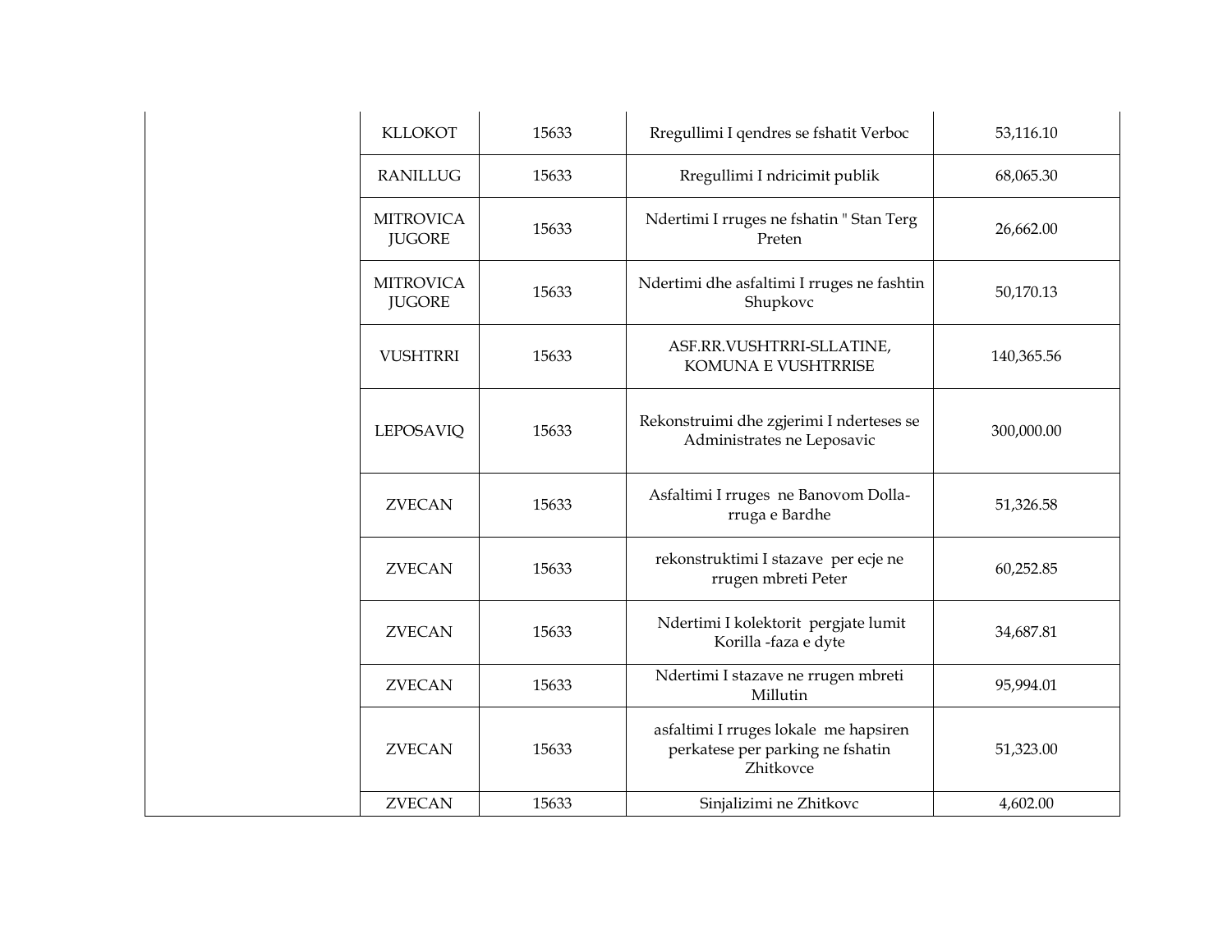| | | | | |
|---|---|---|---|---|
| | KLLOKOT | 15633 | Rregullimi I qendres se fshatit Verboc | 53,116.10 |
| | RANILLUG | 15633 | Rregullimi I ndricimit publik | 68,065.30 |
| | MITROVICA JUGORE | 15633 | Ndertimi I rruges ne fshatin " Stan Terg Preten | 26,662.00 |
| | MITROVICA JUGORE | 15633 | Ndertimi dhe asfaltimi I rruges ne fashtin Shupkovc | 50,170.13 |
| | VUSHTRRI | 15633 | ASF.RR.VUSHTRRI-SLLATINE, KOMUNA E VUSHTRRISE | 140,365.56 |
| | LEPOSAVIQ | 15633 | Rekonstruimi dhe zgjerimi I nderteses se Administrates ne Leposavic | 300,000.00 |
| | ZVECAN | 15633 | Asfaltimi I rruges ne Banovom Dolla-rruga e Bardhe | 51,326.58 |
| | ZVECAN | 15633 | rekonstruktimi I stazave per ecje ne rrugen mbreti Peter | 60,252.85 |
| | ZVECAN | 15633 | Ndertimi I kolektorit pergjate lumit Korilla -faza e dyte | 34,687.81 |
| | ZVECAN | 15633 | Ndertimi I stazave ne rrugen mbreti Millutin | 95,994.01 |
| | ZVECAN | 15633 | asfaltimi I rruges lokale me hapsiren perkatese per parking ne fshatin Zhitkovce | 51,323.00 |
| | ZVECAN | 15633 | Sinjalizimi ne Zhitkovc | 4,602.00 |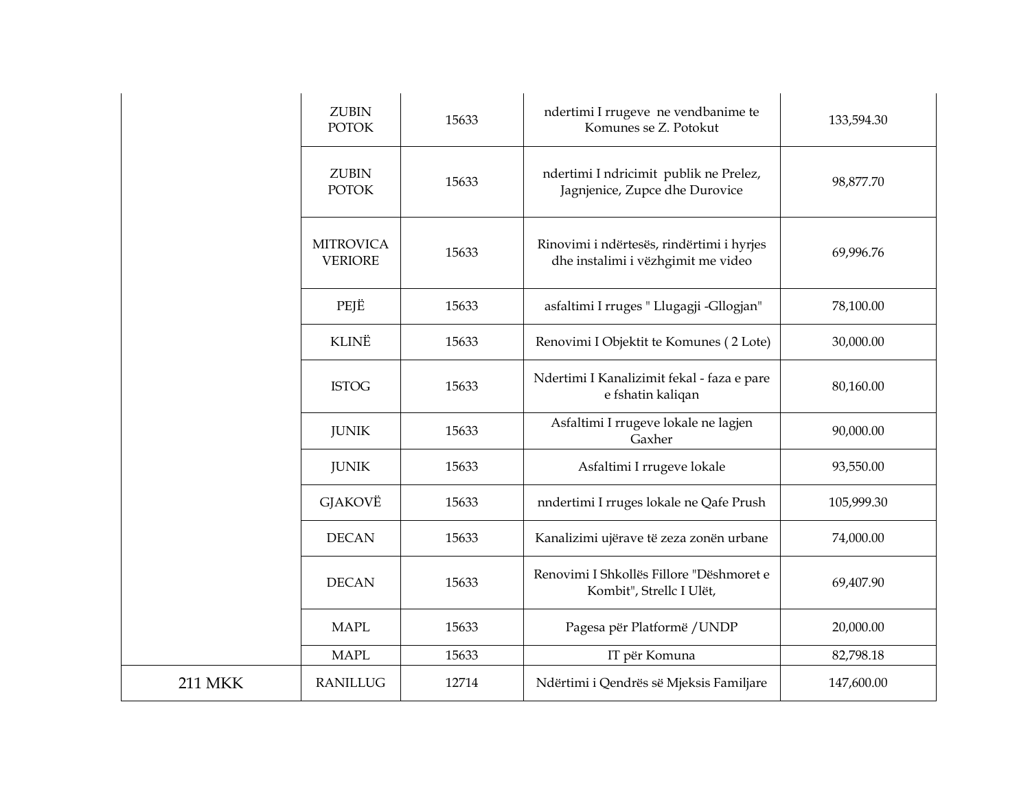| | | | | |
|---|---|---|---|---|
| | ZUBIN POTOK | 15633 | ndertimi I rrugeve  ne vendbanime te Komunes se Z. Potokut | 133,594.30 |
| | ZUBIN POTOK | 15633 | ndertimi I ndricimit  publik ne Prelez, Jagnjenice, Zupce dhe Durovice | 98,877.70 |
| | MITROVICA VERIORE | 15633 | Rinovimi i ndërtesës, rindërtimi i hyrjes dhe instalimi i vëzhgimit me video | 69,996.76 |
| | PEJË | 15633 | asfaltimi I rruges " Llugagji -Gllogjan" | 78,100.00 |
| | KLINË | 15633 | Renovimi I Objektit te Komunes ( 2 Lote) | 30,000.00 |
| | ISTOG | 15633 | Ndertimi I Kanalizimit fekal - faza e pare e fshatin kaliqan | 80,160.00 |
| | JUNIK | 15633 | Asfaltimi I rrugeve lokale ne lagjen Gaxher | 90,000.00 |
| | JUNIK | 15633 | Asfaltimi I rrugeve lokale | 93,550.00 |
| | GJAKOVË | 15633 | nndertimi I rruges lokale ne Qafe Prush | 105,999.30 |
| | DECAN | 15633 | Kanalizimi ujërave të zeza zonën urbane | 74,000.00 |
| | DECAN | 15633 | Renovimi I Shkollës Fillore "Dëshmoret e Kombit", Strellc I Ulët, | 69,407.90 |
| | MAPL | 15633 | Pagesa për Platformë /UNDP | 20,000.00 |
| | MAPL | 15633 | IT për Komuna | 82,798.18 |
| 211 MKK | RANILLUG | 12714 | Ndërtimi i Qendrës së Mjeksis Familjare | 147,600.00 |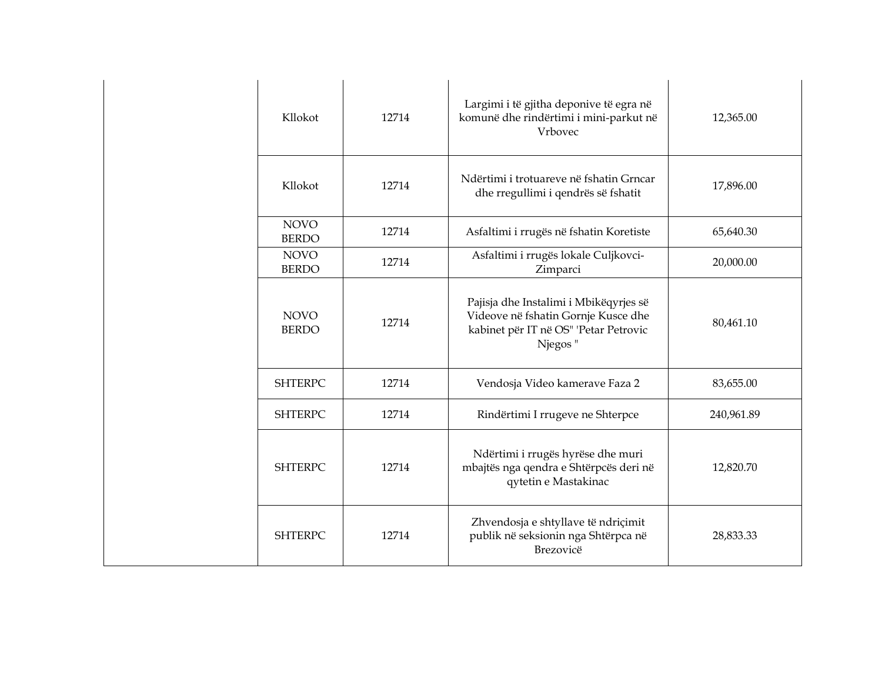| | | | | |
|---|---|---|---|---|
| | Kllokot | 12714 | Largimi i të gjitha deponive të egra në komunë dhe rindërtimi i mini-parkut në Vrbovec | 12,365.00 |
| | Kllokot | 12714 | Ndërtimi i trotuareve në fshatin Grncar dhe rregullimi i qendrës së fshatit | 17,896.00 |
| | NOVO BERDO | 12714 | Asfaltimi i rrugës në fshatin Koretiste | 65,640.30 |
| | NOVO BERDO | 12714 | Asfaltimi i rrugës lokale Culjkovci-Zimparci | 20,000.00 |
| | NOVO BERDO | 12714 | Pajisja dhe Instalimi i Mbikëqyrjes së Videove në fshatin Gornje Kusce dhe kabinet për IT në OS" 'Petar Petrovic Njegos " | 80,461.10 |
| | SHTERPC | 12714 | Vendosja Video kamerave Faza 2 | 83,655.00 |
| | SHTERPC | 12714 | Rindërtimi I rrugeve ne Shterpce | 240,961.89 |
| | SHTERPC | 12714 | Ndërtimi i rrugës hyrëse dhe muri mbajtës nga qendra e Shtërpcës deri në qytetin e Mastakinac | 12,820.70 |
| | SHTERPC | 12714 | Zhvendosja e shtyllave të ndriçimit publik në seksionin nga Shtërpca në Brezovicë | 28,833.33 |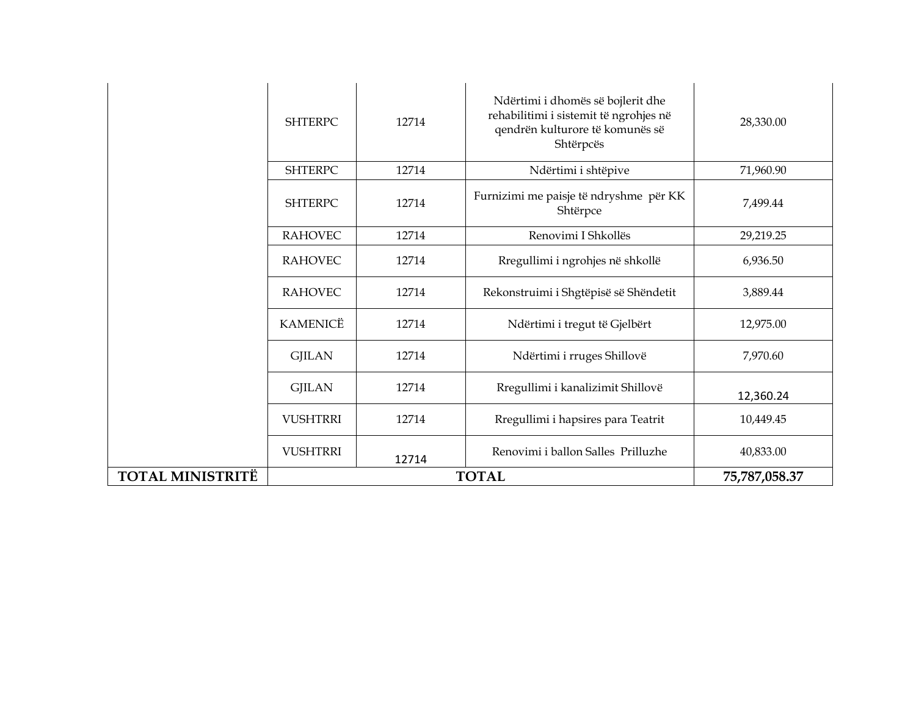| | | | | |
|---|---|---|---|---|
| | SHTERPC | 12714 | Ndërtimi i dhomës së bojlerit dhe rehabilitimi i sistemit të ngrohjes në qendrën kulturore të komunës së Shtërpcës | 28,330.00 |
| | SHTERPC | 12714 | Ndërtimi i shtëpive | 71,960.90 |
| | SHTERPC | 12714 | Furnizimi me paisje të ndryshme për KK Shtërpce | 7,499.44 |
| | RAHOVEC | 12714 | Renovimi I Shkollës | 29,219.25 |
| | RAHOVEC | 12714 | Rregullimi i ngrohjes në shkollë | 6,936.50 |
| | RAHOVEC | 12714 | Rekonstruimi i Shgtëpisë së Shëndetit | 3,889.44 |
| | KAMENICË | 12714 | Ndërtimi i tregut të Gjelbërt | 12,975.00 |
| | GJILAN | 12714 | Ndërtimi i rruges Shillovë | 7,970.60 |
| | GJILAN | 12714 | Rregullimi i kanalizimit Shillovë | 12,360.24 |
| | VUSHTRRI | 12714 | Rregullimi i hapsires para Teatrit | 10,449.45 |
| | VUSHTRRI | 12714 | Renovimi i ballon Salles Prilluzhe | 40,833.00 |
| **TOTAL MINISTRITË** | **TOTAL** | | | **75,787,058.37** |